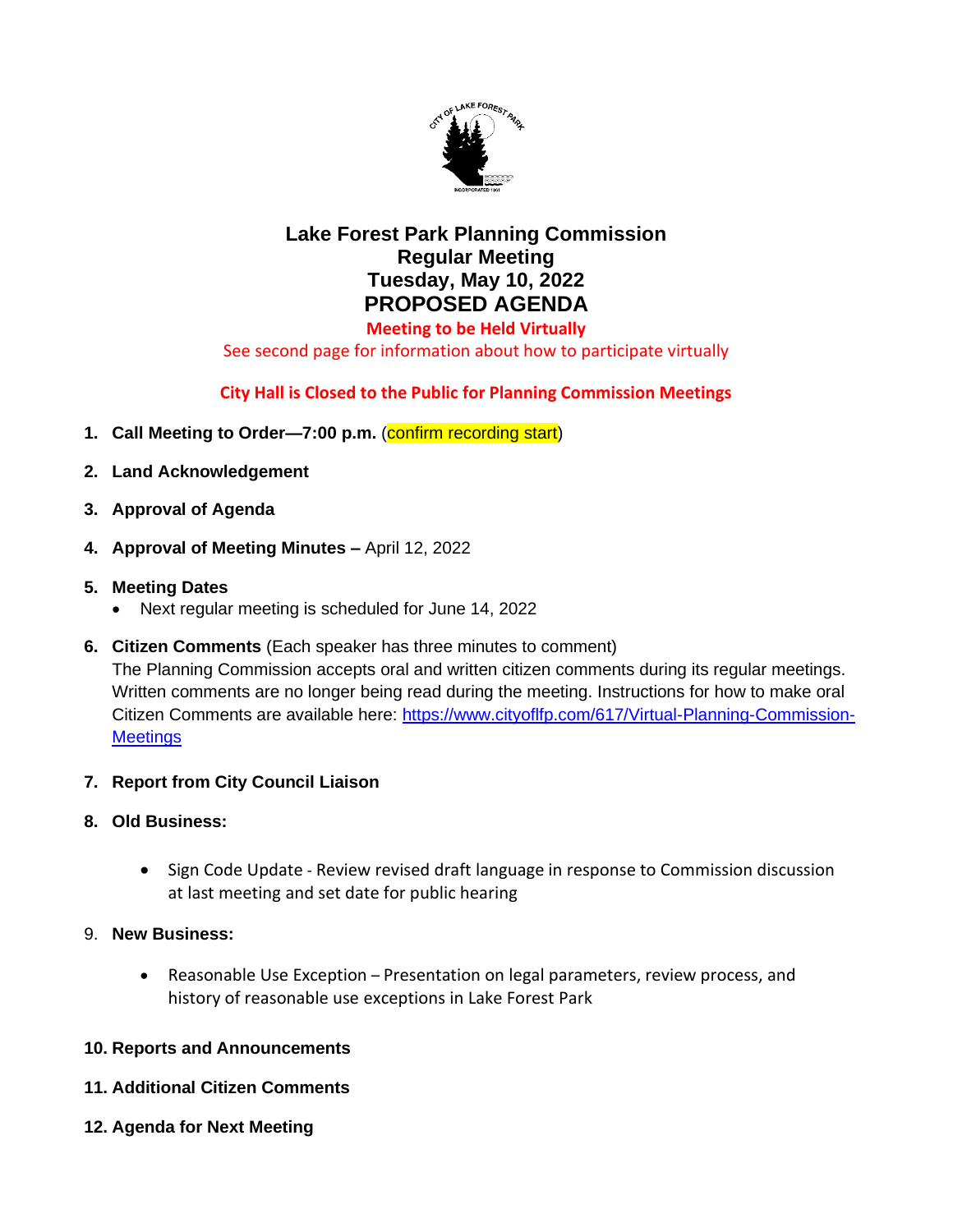# Lake Forest Park Planning Commission
## Regular Meeting
## Tuesday, May 10, 2022
## PROPOSED AGENDA

**Meeting to be Held Virtually**

See second page for information about how to participate virtually

**City Hall is Closed to the Public for Planning Commission Meetings**

1. **Call Meeting to Order—7:00 p.m.** (confirm recording start)
2. **Land Acknowledgement**
3. **Approval of Agenda**
4. **Approval of Meeting Minutes –** April 12, 2022
5. **Meeting Dates**
   - Next regular meeting is scheduled for June 14, 2022
6. **Citizen Comments** (Each speaker has three minutes to comment)
   The Planning Commission accepts oral and written citizen comments during its regular meetings. Written comments are no longer being read during the meeting. Instructions for how to make oral Citizen Comments are available here: https://www.cityoflfp.com/617/Virtual-Planning-Commission-Meetings
7. **Report from City Council Liaison**
8. **Old Business:**
   - Sign Code Update - Review revised draft language in response to Commission discussion at last meeting and set date for public hearing
9. **New Business:**
   - Reasonable Use Exception – Presentation on legal parameters, review process, and history of reasonable use exceptions in Lake Forest Park
10. **Reports and Announcements**
11. **Additional Citizen Comments**
12. **Agenda for Next Meeting**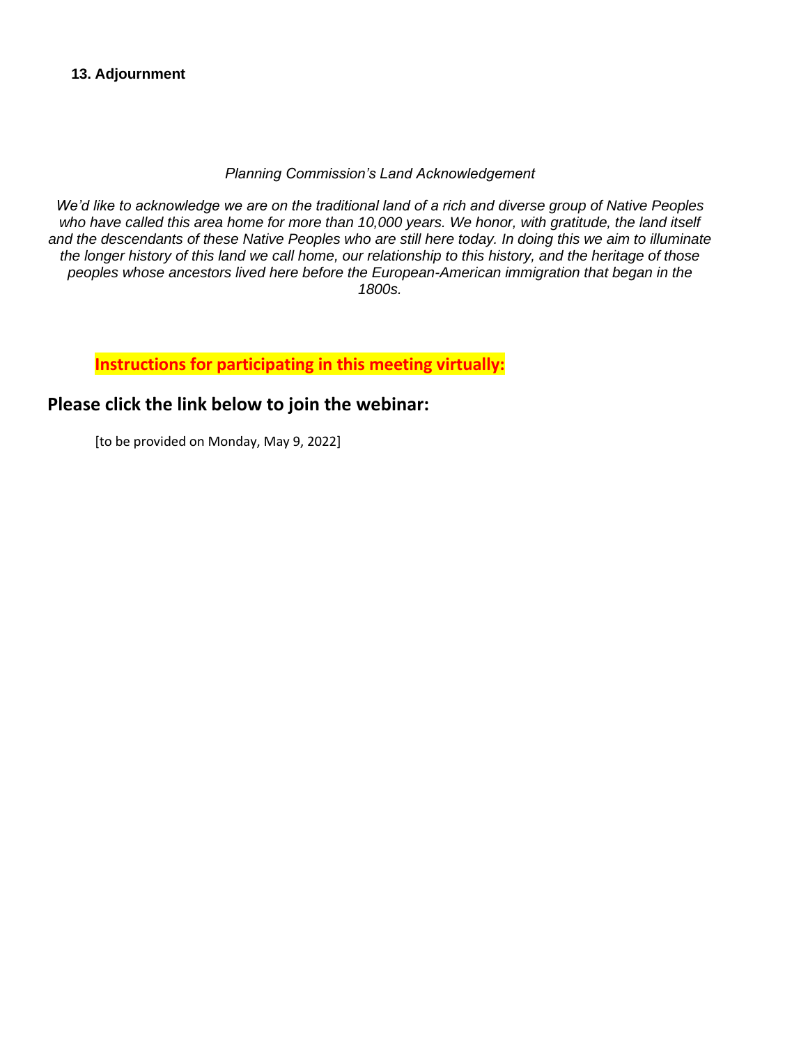**13. Adjournment**

*Planning Commission's Land Acknowledgement*

*We'd like to acknowledge we are on the traditional land of a rich and diverse group of Native Peoples who have called this area home for more than 10,000 years. We honor, with gratitude, the land itself and the descendants of these Native Peoples who are still here today. In doing this we aim to illuminate the longer history of this land we call home, our relationship to this history, and the heritage of those peoples whose ancestors lived here before the European-American immigration that began in the 1800s.*

**Instructions for participating in this meeting virtually:**

## Please click the link below to join the webinar:

[to be provided on Monday, May 9, 2022]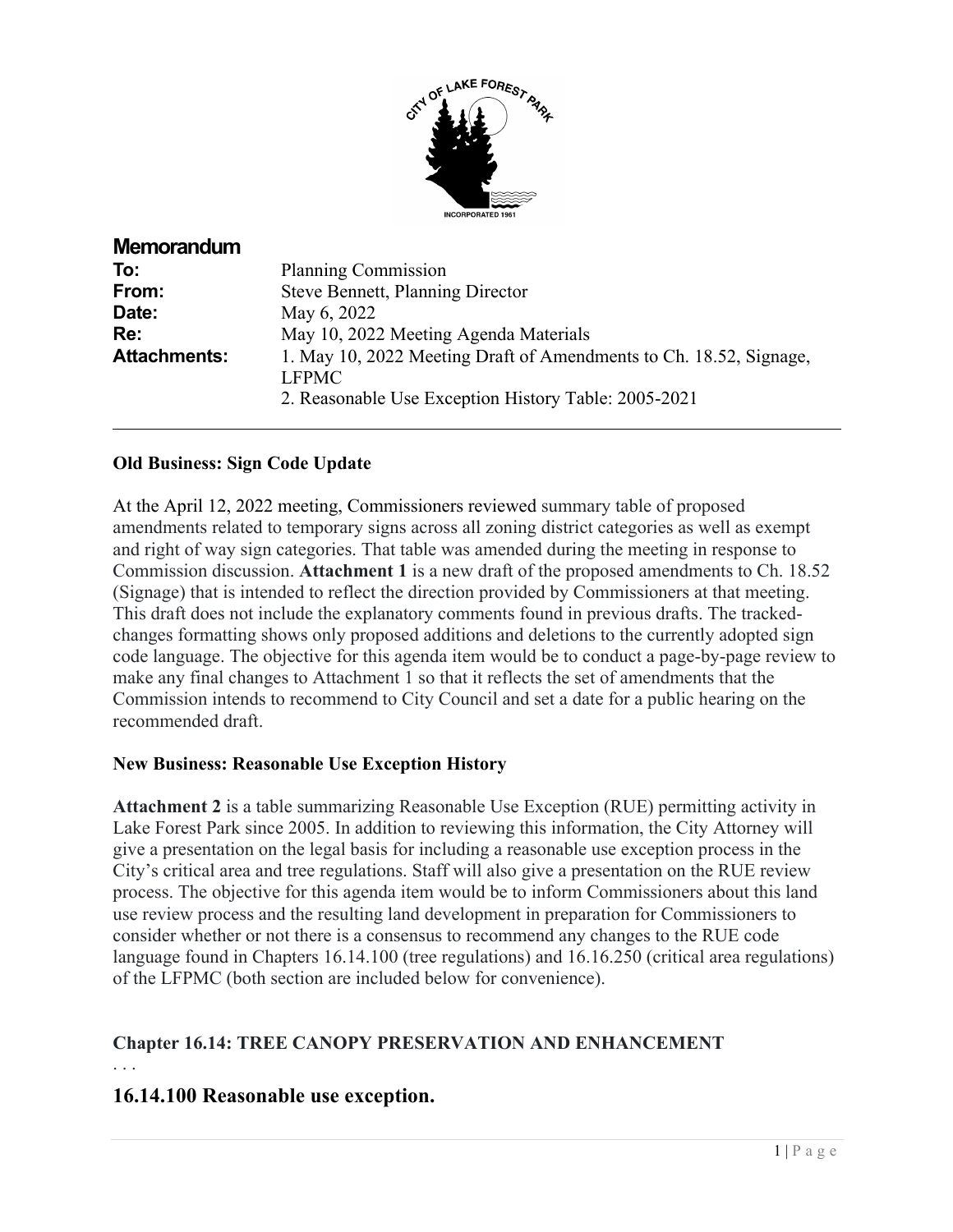## Memorandum

**To:** Planning Commission
**From:** Steve Bennett, Planning Director
**Date:** May 6, 2022
**Re:** May 10, 2022 Meeting Agenda Materials
**Attachments:** 1. May 10, 2022 Meeting Draft of Amendments to Ch. 18.52, Signage, LFPMC
2. Reasonable Use Exception History Table: 2005-2021

---

**Old Business: Sign Code Update**

At the April 12, 2022 meeting, Commissioners reviewed summary table of proposed amendments related to temporary signs across all zoning district categories as well as exempt and right of way sign categories. That table was amended during the meeting in response to Commission discussion. **Attachment 1** is a new draft of the proposed amendments to Ch. 18.52 (Signage) that is intended to reflect the direction provided by Commissioners at that meeting. This draft does not include the explanatory comments found in previous drafts. The tracked-changes formatting shows only proposed additions and deletions to the currently adopted sign code language. The objective for this agenda item would be to conduct a page-by-page review to make any final changes to Attachment 1 so that it reflects the set of amendments that the Commission intends to recommend to City Council and set a date for a public hearing on the recommended draft.

**New Business: Reasonable Use Exception History**

**Attachment 2** is a table summarizing Reasonable Use Exception (RUE) permitting activity in Lake Forest Park since 2005. In addition to reviewing this information, the City Attorney will give a presentation on the legal basis for including a reasonable use exception process in the City's critical area and tree regulations. Staff will also give a presentation on the RUE review process. The objective for this agenda item would be to inform Commissioners about this land use review process and the resulting land development in preparation for Commissioners to consider whether or not there is a consensus to recommend any changes to the RUE code language found in Chapters 16.14.100 (tree regulations) and 16.16.250 (critical area regulations) of the LFPMC (both section are included below for convenience).

**Chapter 16.14: TREE CANOPY PRESERVATION AND ENHANCEMENT**

. . .

## 16.14.100 Reasonable use exception.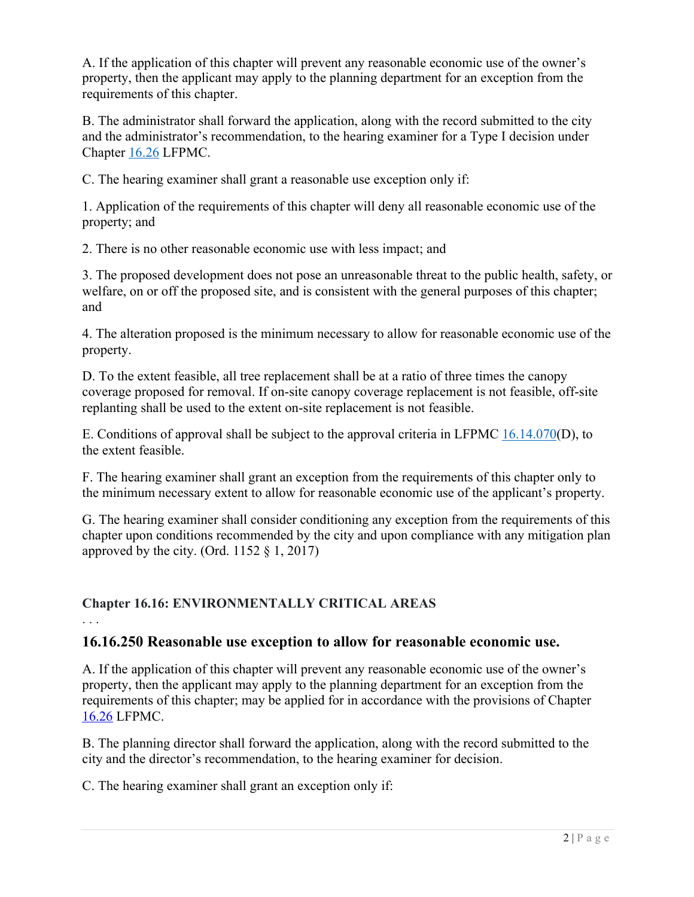A. If the application of this chapter will prevent any reasonable economic use of the owner's property, then the applicant may apply to the planning department for an exception from the requirements of this chapter.

B. The administrator shall forward the application, along with the record submitted to the city and the administrator's recommendation, to the hearing examiner for a Type I decision under Chapter 16.26 LFPMC.

C. The hearing examiner shall grant a reasonable use exception only if:

1. Application of the requirements of this chapter will deny all reasonable economic use of the property; and

2. There is no other reasonable economic use with less impact; and

3. The proposed development does not pose an unreasonable threat to the public health, safety, or welfare, on or off the proposed site, and is consistent with the general purposes of this chapter; and

4. The alteration proposed is the minimum necessary to allow for reasonable economic use of the property.

D. To the extent feasible, all tree replacement shall be at a ratio of three times the canopy coverage proposed for removal. If on-site canopy coverage replacement is not feasible, off-site replanting shall be used to the extent on-site replacement is not feasible.

E. Conditions of approval shall be subject to the approval criteria in LFPMC 16.14.070(D), to the extent feasible.

F. The hearing examiner shall grant an exception from the requirements of this chapter only to the minimum necessary extent to allow for reasonable economic use of the applicant's property.

G. The hearing examiner shall consider conditioning any exception from the requirements of this chapter upon conditions recommended by the city and upon compliance with any mitigation plan approved by the city. (Ord. 1152 § 1, 2017)

**Chapter 16.16: ENVIRONMENTALLY CRITICAL AREAS**

. . .

## 16.16.250 Reasonable use exception to allow for reasonable economic use.

A. If the application of this chapter will prevent any reasonable economic use of the owner's property, then the applicant may apply to the planning department for an exception from the requirements of this chapter; may be applied for in accordance with the provisions of Chapter 16.26 LFPMC.

B. The planning director shall forward the application, along with the record submitted to the city and the director's recommendation, to the hearing examiner for decision.

C. The hearing examiner shall grant an exception only if: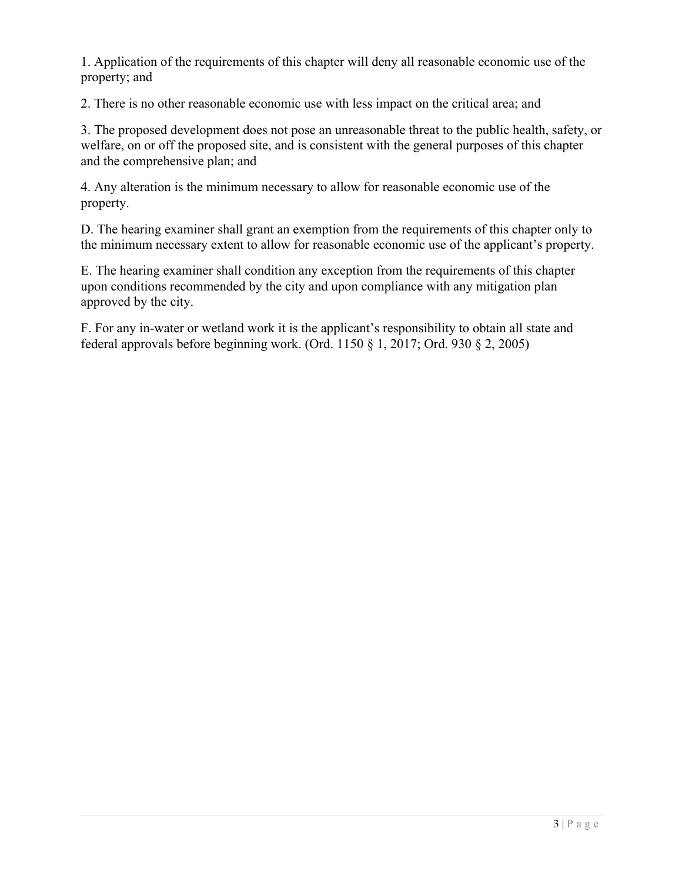1. Application of the requirements of this chapter will deny all reasonable economic use of the property; and

2. There is no other reasonable economic use with less impact on the critical area; and

3. The proposed development does not pose an unreasonable threat to the public health, safety, or welfare, on or off the proposed site, and is consistent with the general purposes of this chapter and the comprehensive plan; and

4. Any alteration is the minimum necessary to allow for reasonable economic use of the property.

D. The hearing examiner shall grant an exemption from the requirements of this chapter only to the minimum necessary extent to allow for reasonable economic use of the applicant's property.

E. The hearing examiner shall condition any exception from the requirements of this chapter upon conditions recommended by the city and upon compliance with any mitigation plan approved by the city.

F. For any in-water or wetland work it is the applicant's responsibility to obtain all state and federal approvals before beginning work. (Ord. 1150 § 1, 2017; Ord. 930 § 2, 2005)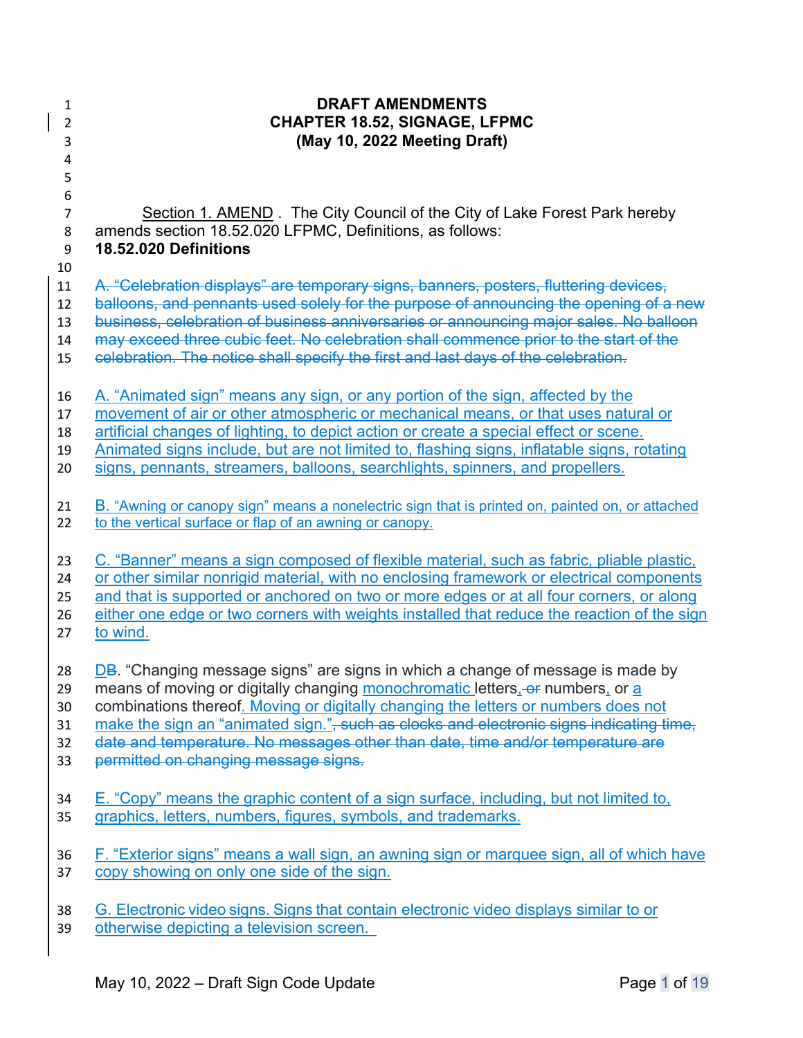**DRAFT AMENDMENTS**
**CHAPTER 18.52, SIGNAGE, LFPMC**
**(May 10, 2022 Meeting Draft)**

Section 1. AMEND . The City Council of the City of Lake Forest Park hereby amends section 18.52.020 LFPMC, Definitions, as follows:

**18.52.020 Definitions**

~~A. "Celebration displays" are temporary signs, banners, posters, fluttering devices, balloons, and pennants used solely for the purpose of announcing the opening of a new business, celebration of business anniversaries or announcing major sales. No balloon may exceed three cubic feet. No celebration shall commence prior to the start of the celebration. The notice shall specify the first and last days of the celebration.~~

A. "Animated sign" means any sign, or any portion of the sign, affected by the movement of air or other atmospheric or mechanical means, or that uses natural or artificial changes of lighting, to depict action or create a special effect or scene. Animated signs include, but are not limited to, flashing signs, inflatable signs, rotating signs, pennants, streamers, balloons, searchlights, spinners, and propellers.

B. "Awning or canopy sign" means a nonelectric sign that is printed on, painted on, or attached to the vertical surface or flap of an awning or canopy.

C. "Banner" means a sign composed of flexible material, such as fabric, pliable plastic, or other similar nonrigid material, with no enclosing framework or electrical components and that is supported or anchored on two or more edges or at all four corners, or along either one edge or two corners with weights installed that reduce the reaction of the sign to wind.

D~~B~~. "Changing message signs" are signs in which a change of message is made by means of moving or digitally changing monochromatic letters, ~~or~~ numbers, or a combinations thereof. Moving or digitally changing the letters or numbers does not make the sign an "animated sign."~~, such as clocks and electronic signs indicating time, date and temperature. No messages other than date, time and/or temperature are permitted on changing message signs.~~

E. "Copy" means the graphic content of a sign surface, including, but not limited to, graphics, letters, numbers, figures, symbols, and trademarks.

F. "Exterior signs" means a wall sign, an awning sign or marquee sign, all of which have copy showing on only one side of the sign.

G. Electronic video signs. Signs that contain electronic video displays similar to or otherwise depicting a television screen.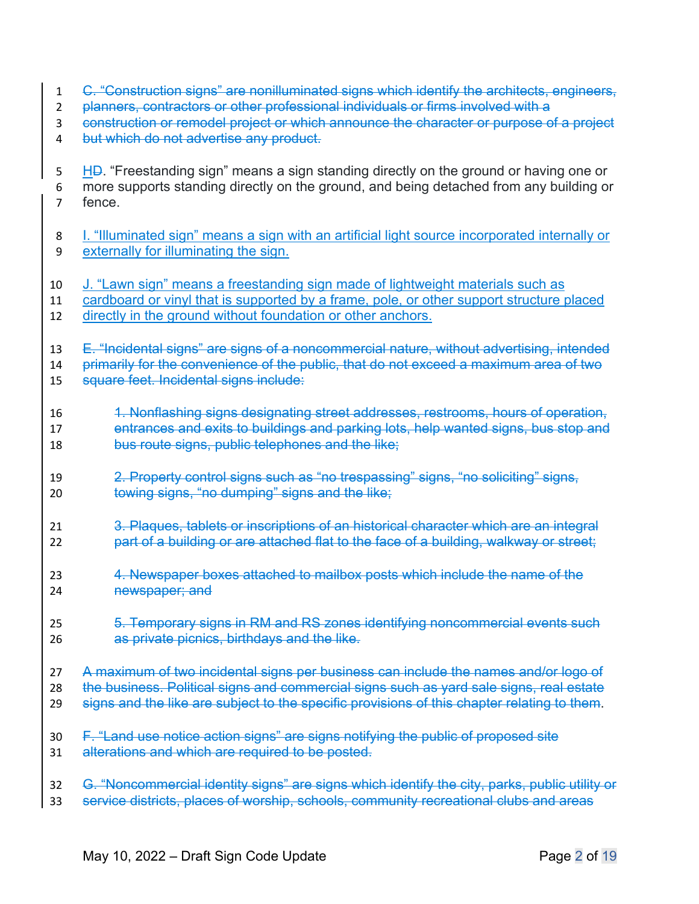~~C. "Construction signs" are nonilluminated signs which identify the architects, engineers, planners, contractors or other professional individuals or firms involved with a construction or remodel project or which announce the character or purpose of a project but which do not advertise any product.~~

<u>H</u>~~D~~. "Freestanding sign" means a sign standing directly on the ground or having one or more supports standing directly on the ground, and being detached from any building or fence.

<u>I. "Illuminated sign" means a sign with an artificial light source incorporated internally or externally for illuminating the sign.</u>

<u>J. "Lawn sign" means a freestanding sign made of lightweight materials such as cardboard or vinyl that is supported by a frame, pole, or other support structure placed directly in the ground without foundation or other anchors.</u>

~~E. "Incidental signs" are signs of a noncommercial nature, without advertising, intended primarily for the convenience of the public, that do not exceed a maximum area of two square feet. Incidental signs include:~~

> ~~1. Nonflashing signs designating street addresses, restrooms, hours of operation, entrances and exits to buildings and parking lots, help wanted signs, bus stop and bus route signs, public telephones and the like;~~
>
> ~~2. Property control signs such as "no trespassing" signs, "no soliciting" signs, towing signs, "no dumping" signs and the like;~~
>
> ~~3. Plaques, tablets or inscriptions of an historical character which are an integral part of a building or are attached flat to the face of a building, walkway or street;~~
>
> ~~4. Newspaper boxes attached to mailbox posts which include the name of the newspaper; and~~
>
> ~~5. Temporary signs in RM and RS zones identifying noncommercial events such as private picnics, birthdays and the like.~~

~~A maximum of two incidental signs per business can include the names and/or logo of the business. Political signs and commercial signs such as yard sale signs, real estate signs and the like are subject to the specific provisions of this chapter relating to them~~.

~~F. "Land use notice action signs" are signs notifying the public of proposed site alterations and which are required to be posted.~~

~~G. "Noncommercial identity signs" are signs which identify the city, parks, public utility or service districts, places of worship, schools, community recreational clubs and areas~~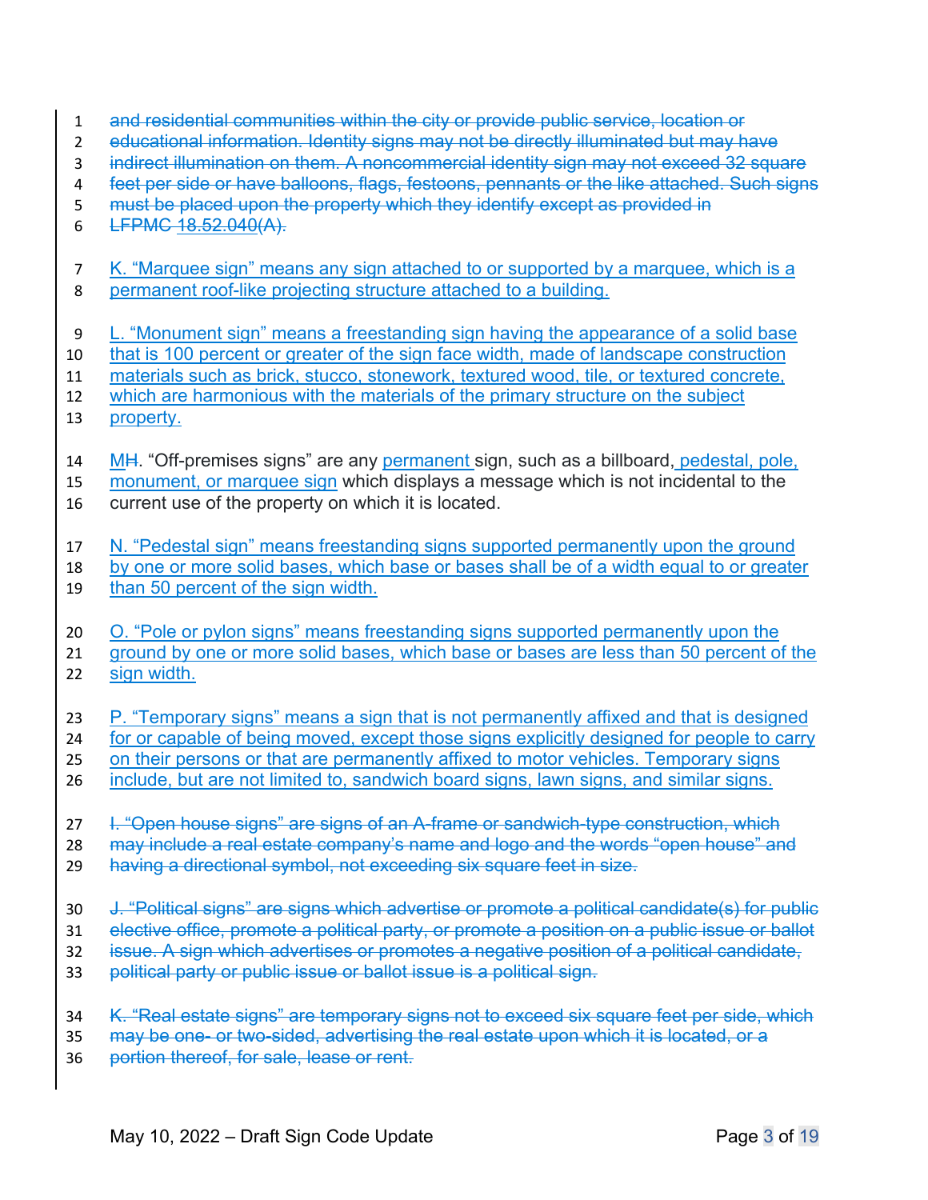~~and residential communities within the city or provide public service, location or educational information. Identity signs may not be directly illuminated but may have indirect illumination on them. A noncommercial identity sign may not exceed 32 square feet per side or have balloons, flags, festoons, pennants or the like attached. Such signs must be placed upon the property which they identify except as provided in LFPMC 18.52.040(A).~~

<u>K. "Marquee sign" means any sign attached to or supported by a marquee, which is a permanent roof-like projecting structure attached to a building.</u>

<u>L. "Monument sign" means a freestanding sign having the appearance of a solid base that is 100 percent or greater of the sign face width, made of landscape construction materials such as brick, stucco, stonework, textured wood, tile, or textured concrete, which are harmonious with the materials of the primary structure on the subject property.</u>

<u>M</u>~~H~~. "Off-premises signs" are any <u>permanent</u> sign, such as a billboard, <u>pedestal, pole, monument, or marquee sign</u> which displays a message which is not incidental to the current use of the property on which it is located.

<u>N. "Pedestal sign" means freestanding signs supported permanently upon the ground by one or more solid bases, which base or bases shall be of a width equal to or greater than 50 percent of the sign width.</u>

<u>O. "Pole or pylon signs" means freestanding signs supported permanently upon the ground by one or more solid bases, which base or bases are less than 50 percent of the sign width.</u>

<u>P. "Temporary signs" means a sign that is not permanently affixed and that is designed for or capable of being moved, except those signs explicitly designed for people to carry on their persons or that are permanently affixed to motor vehicles. Temporary signs include, but are not limited to, sandwich board signs, lawn signs, and similar signs.</u>

~~I. "Open house signs" are signs of an A-frame or sandwich-type construction, which may include a real estate company's name and logo and the words "open house" and having a directional symbol, not exceeding six square feet in size.~~

~~J. "Political signs" are signs which advertise or promote a political candidate(s) for public elective office, promote a political party, or promote a position on a public issue or ballot issue. A sign which advertises or promotes a negative position of a political candidate, political party or public issue or ballot issue is a political sign.~~

~~K. "Real estate signs" are temporary signs not to exceed six square feet per side, which may be one- or two-sided, advertising the real estate upon which it is located, or a portion thereof, for sale, lease or rent.~~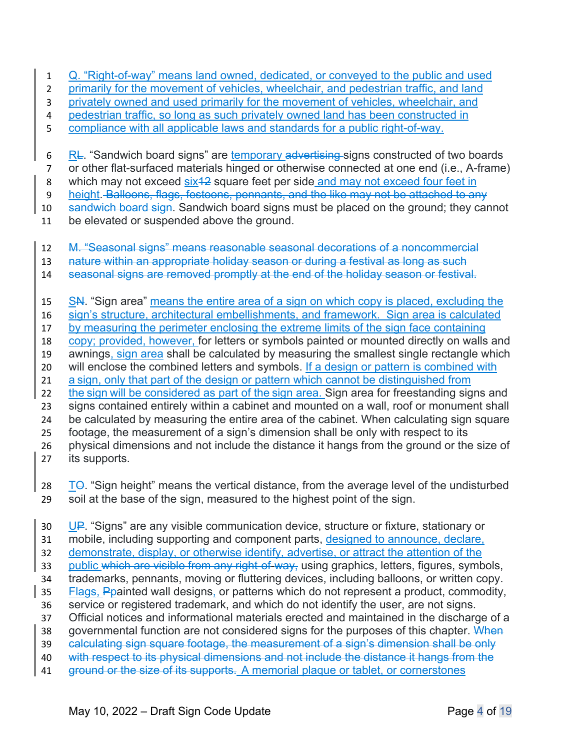Q. "Right-of-way" means land owned, dedicated, or conveyed to the public and used primarily for the movement of vehicles, wheelchair, and pedestrian traffic, and land privately owned and used primarily for the movement of vehicles, wheelchair, and pedestrian traffic, so long as such privately owned land has been constructed in compliance with all applicable laws and standards for a public right-of-way.

R~~L~~. "Sandwich board signs" are temporary ~~advertising~~ signs constructed of two boards or other flat-surfaced materials hinged or otherwise connected at one end (i.e., A-frame) which may not exceed six~~12~~ square feet per side and may not exceed four feet in height. ~~Balloons, flags, festoons, pennants, and the like may not be attached to any sandwich board sign~~. Sandwich board signs must be placed on the ground; they cannot be elevated or suspended above the ground.

~~M. "Seasonal signs" means reasonable seasonal decorations of a noncommercial nature within an appropriate holiday season or during a festival as long as such seasonal signs are removed promptly at the end of the holiday season or festival.~~

S~~N~~. "Sign area" means the entire area of a sign on which copy is placed, excluding the sign's structure, architectural embellishments, and framework. Sign area is calculated by measuring the perimeter enclosing the extreme limits of the sign face containing copy; provided, however, for letters or symbols painted or mounted directly on walls and awnings, sign area shall be calculated by measuring the smallest single rectangle which will enclose the combined letters and symbols. If a design or pattern is combined with a sign, only that part of the design or pattern which cannot be distinguished from the sign will be considered as part of the sign area. Sign area for freestanding signs and signs contained entirely within a cabinet and mounted on a wall, roof or monument shall be calculated by measuring the entire area of the cabinet. When calculating sign square footage, the measurement of a sign's dimension shall be only with respect to its physical dimensions and not include the distance it hangs from the ground or the size of its supports.

T~~O~~. "Sign height" means the vertical distance, from the average level of the undisturbed soil at the base of the sign, measured to the highest point of the sign.

U~~P~~. "Signs" are any visible communication device, structure or fixture, stationary or mobile, including supporting and component parts, designed to announce, declare, demonstrate, display, or otherwise identify, advertise, or attract the attention of the public ~~which are visible from any right-of-way,~~ using graphics, letters, figures, symbols, trademarks, pennants, moving or fluttering devices, including balloons, or written copy. Flags, ~~P~~painted wall designs, or patterns which do not represent a product, commodity, service or registered trademark, and which do not identify the user, are not signs. Official notices and informational materials erected and maintained in the discharge of a governmental function are not considered signs for the purposes of this chapter. ~~When calculating sign square footage, the measurement of a sign's dimension shall be only with respect to its physical dimensions and not include the distance it hangs from the ground or the size of its supports.~~ A memorial plaque or tablet, or cornerstones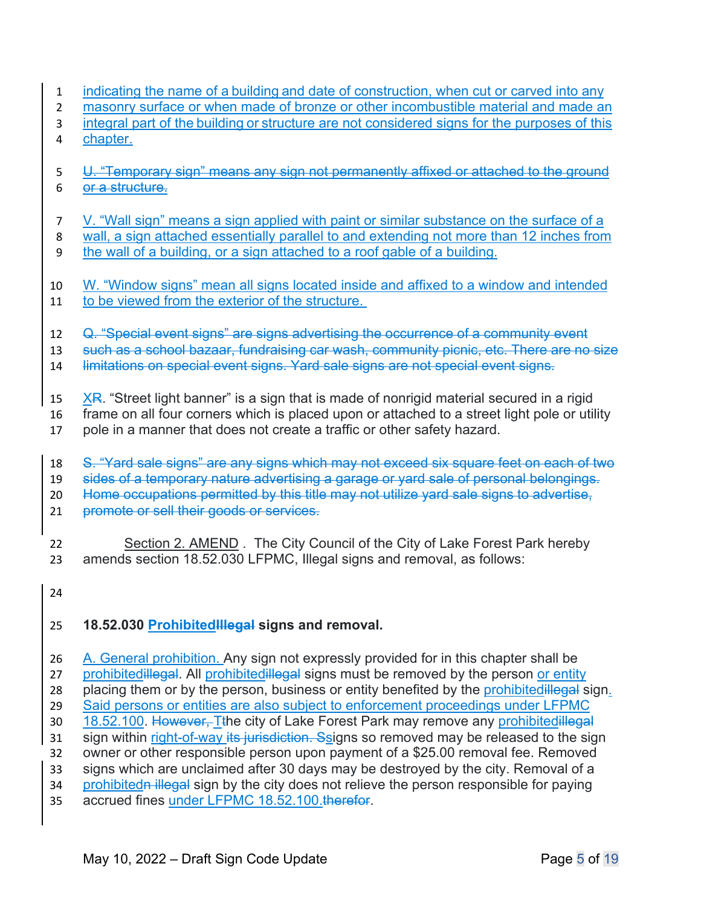indicating the name of a building and date of construction, when cut or carved into any masonry surface or when made of bronze or other incombustible material and made an integral part of the building or structure are not considered signs for the purposes of this chapter.

~~U. "Temporary sign" means any sign not permanently affixed or attached to the ground or a structure.~~

V. "Wall sign" means a sign applied with paint or similar substance on the surface of a wall, a sign attached essentially parallel to and extending not more than 12 inches from the wall of a building, or a sign attached to a roof gable of a building.

W. "Window signs" mean all signs located inside and affixed to a window and intended to be viewed from the exterior of the structure.

~~Q. "Special event signs" are signs advertising the occurrence of a community event such as a school bazaar, fundraising car wash, community picnic, etc. There are no size limitations on special event signs. Yard sale signs are not special event signs.~~

X~~R~~. "Street light banner" is a sign that is made of nonrigid material secured in a rigid frame on all four corners which is placed upon or attached to a street light pole or utility pole in a manner that does not create a traffic or other safety hazard.

~~S. "Yard sale signs" are any signs which may not exceed six square feet on each of two sides of a temporary nature advertising a garage or yard sale of personal belongings. Home occupations permitted by this title may not utilize yard sale signs to advertise, promote or sell their goods or services.~~

Section 2. AMEND . The City Council of the City of Lake Forest Park hereby amends section 18.52.030 LFPMC, Illegal signs and removal, as follows:

**18.52.030 Prohibited~~Illegal~~ signs and removal.**

A. General prohibition. Any sign not expressly provided for in this chapter shall be prohibited~~illegal~~. All prohibited~~illegal~~ signs must be removed by the person or entity placing them or by the person, business or entity benefited by the prohibited~~illegal~~ sign. Said persons or entities are also subject to enforcement proceedings under LFPMC 18.52.100. ~~However, T~~the city of Lake Forest Park may remove any prohibited~~illegal~~ sign within right-of-way ~~its jurisdiction. S~~signs so removed may be released to the sign owner or other responsible person upon payment of a $25.00 removal fee. Removed signs which are unclaimed after 30 days may be destroyed by the city. Removal of a prohibited~~n illegal~~ sign by the city does not relieve the person responsible for paying accrued fines under LFPMC 18.52.100.~~therefor~~.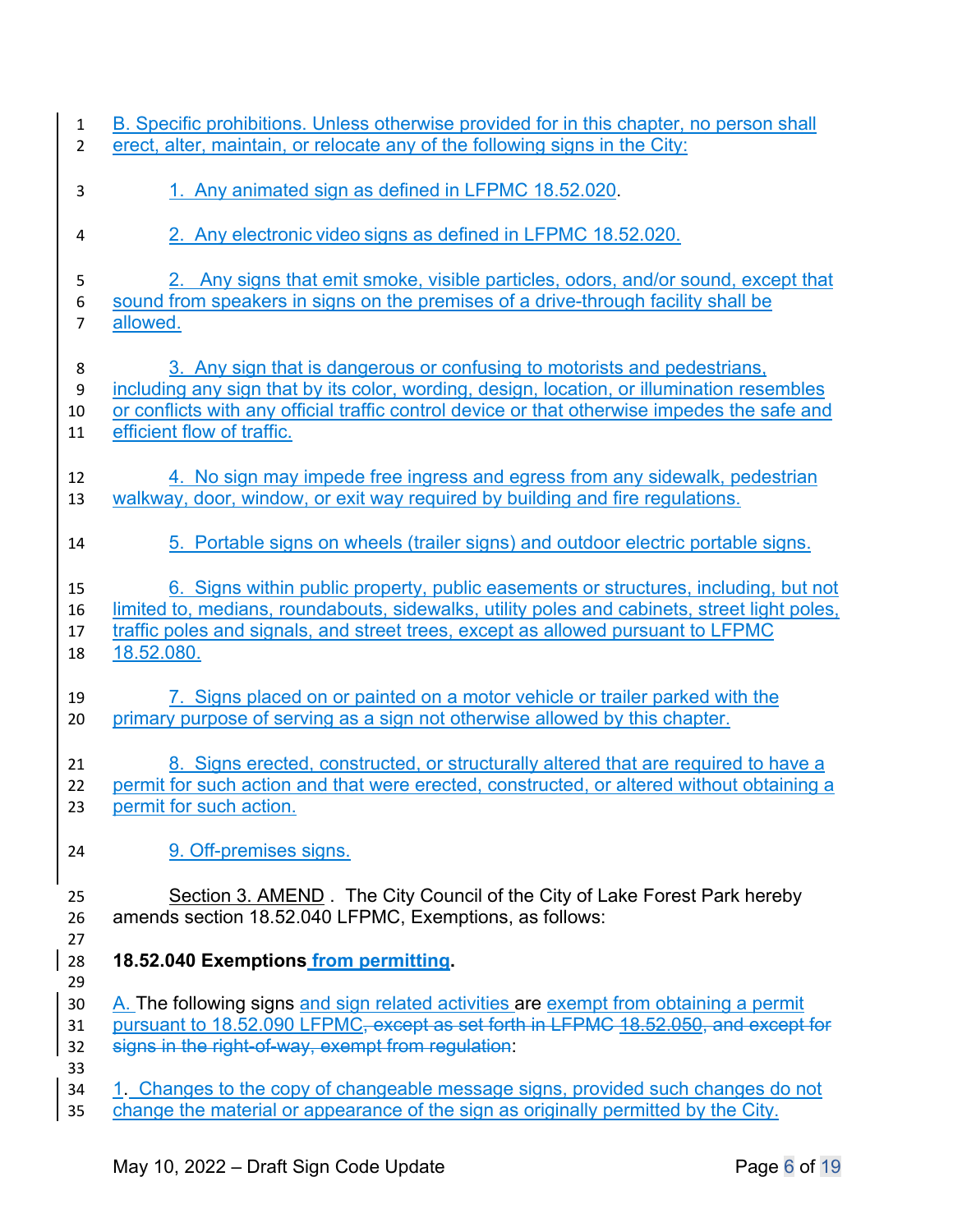B. Specific prohibitions. Unless otherwise provided for in this chapter, no person shall erect, alter, maintain, or relocate any of the following signs in the City:

1. Any animated sign as defined in LFPMC 18.52.020.

2. Any electronic video signs as defined in LFPMC 18.52.020.

2. Any signs that emit smoke, visible particles, odors, and/or sound, except that sound from speakers in signs on the premises of a drive-through facility shall be allowed.

3. Any sign that is dangerous or confusing to motorists and pedestrians, including any sign that by its color, wording, design, location, or illumination resembles or conflicts with any official traffic control device or that otherwise impedes the safe and efficient flow of traffic.

4. No sign may impede free ingress and egress from any sidewalk, pedestrian walkway, door, window, or exit way required by building and fire regulations.

5. Portable signs on wheels (trailer signs) and outdoor electric portable signs.

6. Signs within public property, public easements or structures, including, but not limited to, medians, roundabouts, sidewalks, utility poles and cabinets, street light poles, traffic poles and signals, and street trees, except as allowed pursuant to LFPMC 18.52.080.

7. Signs placed on or painted on a motor vehicle or trailer parked with the primary purpose of serving as a sign not otherwise allowed by this chapter.

8. Signs erected, constructed, or structurally altered that are required to have a permit for such action and that were erected, constructed, or altered without obtaining a permit for such action.

9. Off-premises signs.

Section 3. AMEND . The City Council of the City of Lake Forest Park hereby amends section 18.52.040 LFPMC, Exemptions, as follows:

**18.52.040 Exemptions from permitting.**

A. The following signs and sign related activities are exempt from obtaining a permit pursuant to 18.52.090 LFPMC~~, except as set forth in LFPMC 18.52.050, and except for signs in the right-of-way, exempt from regulation~~:

1. Changes to the copy of changeable message signs, provided such changes do not change the material or appearance of the sign as originally permitted by the City.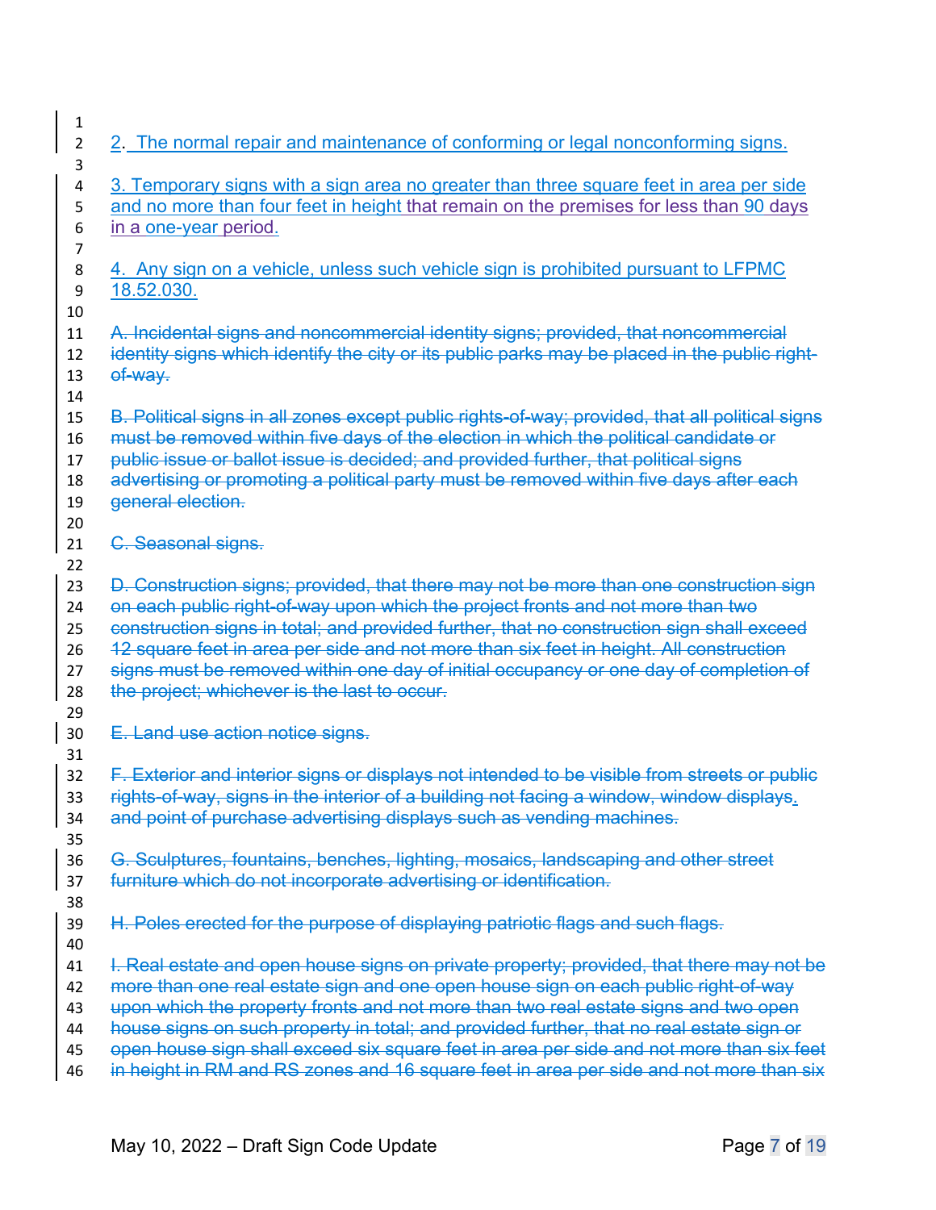2. The normal repair and maintenance of conforming or legal nonconforming signs.

3. Temporary signs with a sign area no greater than three square feet in area per side and no more than four feet in height that remain on the premises for less than 90 days in a one-year period.

4. Any sign on a vehicle, unless such vehicle sign is prohibited pursuant to LFPMC 18.52.030.

~~A. Incidental signs and noncommercial identity signs; provided, that noncommercial identity signs which identify the city or its public parks may be placed in the public right-of-way.~~

~~B. Political signs in all zones except public rights-of-way; provided, that all political signs must be removed within five days of the election in which the political candidate or public issue or ballot issue is decided; and provided further, that political signs advertising or promoting a political party must be removed within five days after each general election.~~

~~C. Seasonal signs.~~

~~D. Construction signs; provided, that there may not be more than one construction sign on each public right-of-way upon which the project fronts and not more than two construction signs in total; and provided further, that no construction sign shall exceed 12 square feet in area per side and not more than six feet in height. All construction signs must be removed within one day of initial occupancy or one day of completion of the project; whichever is the last to occur.~~

~~E. Land use action notice signs.~~

~~F. Exterior and interior signs or displays not intended to be visible from streets or public rights-of-way, signs in the interior of a building not facing a window, window displays, and point of purchase advertising displays such as vending machines.~~

~~G. Sculptures, fountains, benches, lighting, mosaics, landscaping and other street furniture which do not incorporate advertising or identification.~~

~~H. Poles erected for the purpose of displaying patriotic flags and such flags.~~

~~I. Real estate and open house signs on private property; provided, that there may not be more than one real estate sign and one open house sign on each public right-of-way upon which the property fronts and not more than two real estate signs and two open house signs on such property in total; and provided further, that no real estate sign or open house sign shall exceed six square feet in area per side and not more than six feet in height in RM and RS zones and 16 square feet in area per side and not more than six~~

May 10, 2022 – Draft Sign Code Update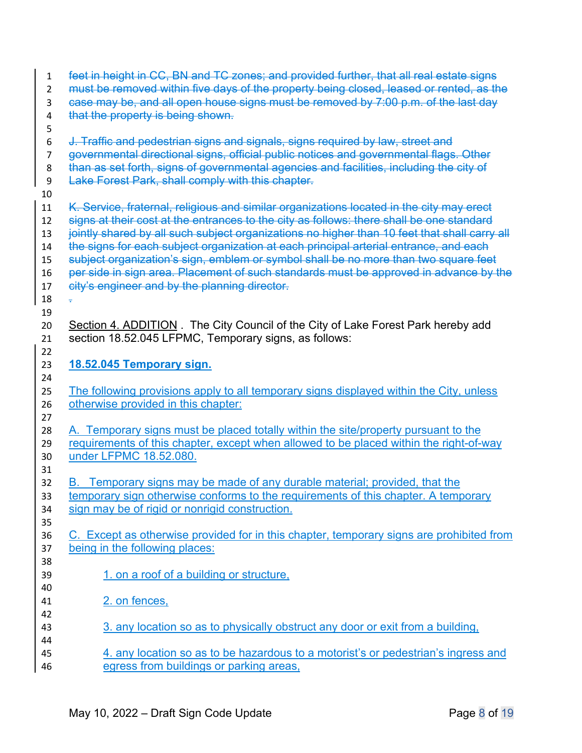~~feet in height in CC, BN and TC zones; and provided further, that all real estate signs must be removed within five days of the property being closed, leased or rented, as the case may be, and all open house signs must be removed by 7:00 p.m. of the last day that the property is being shown.~~

~~J. Traffic and pedestrian signs and signals, signs required by law, street and governmental directional signs, official public notices and governmental flags. Other than as set forth, signs of governmental agencies and facilities, including the city of Lake Forest Park, shall comply with this chapter.~~

~~K. Service, fraternal, religious and similar organizations located in the city may erect signs at their cost at the entrances to the city as follows: there shall be one standard jointly shared by all such subject organizations no higher than 10 feet that shall carry all the signs for each subject organization at each principal arterial entrance, and each subject organization's sign, emblem or symbol shall be no more than two square feet per side in sign area. Placement of such standards must be approved in advance by the city's engineer and by the planning director.~~

<u>Section 4. ADDITION</u> . The City Council of the City of Lake Forest Park hereby add section 18.52.045 LFPMC, Temporary signs, as follows:

<u>**18.52.045 Temporary sign.**</u>

<u>The following provisions apply to all temporary signs displayed within the City, unless otherwise provided in this chapter:</u>

<u>A. Temporary signs must be placed totally within the site/property pursuant to the requirements of this chapter, except when allowed to be placed within the right-of-way under LFPMC 18.52.080.</u>

<u>B. Temporary signs may be made of any durable material; provided, that the temporary sign otherwise conforms to the requirements of this chapter. A temporary sign may be of rigid or nonrigid construction.</u>

<u>C. Except as otherwise provided for in this chapter, temporary signs are prohibited from being in the following places:</u>

<u>1. on a roof of a building or structure,</u>

<u>2. on fences,</u>

<u>3. any location so as to physically obstruct any door or exit from a building,</u>

<u>4. any location so as to be hazardous to a motorist's or pedestrian's ingress and egress from buildings or parking areas,</u>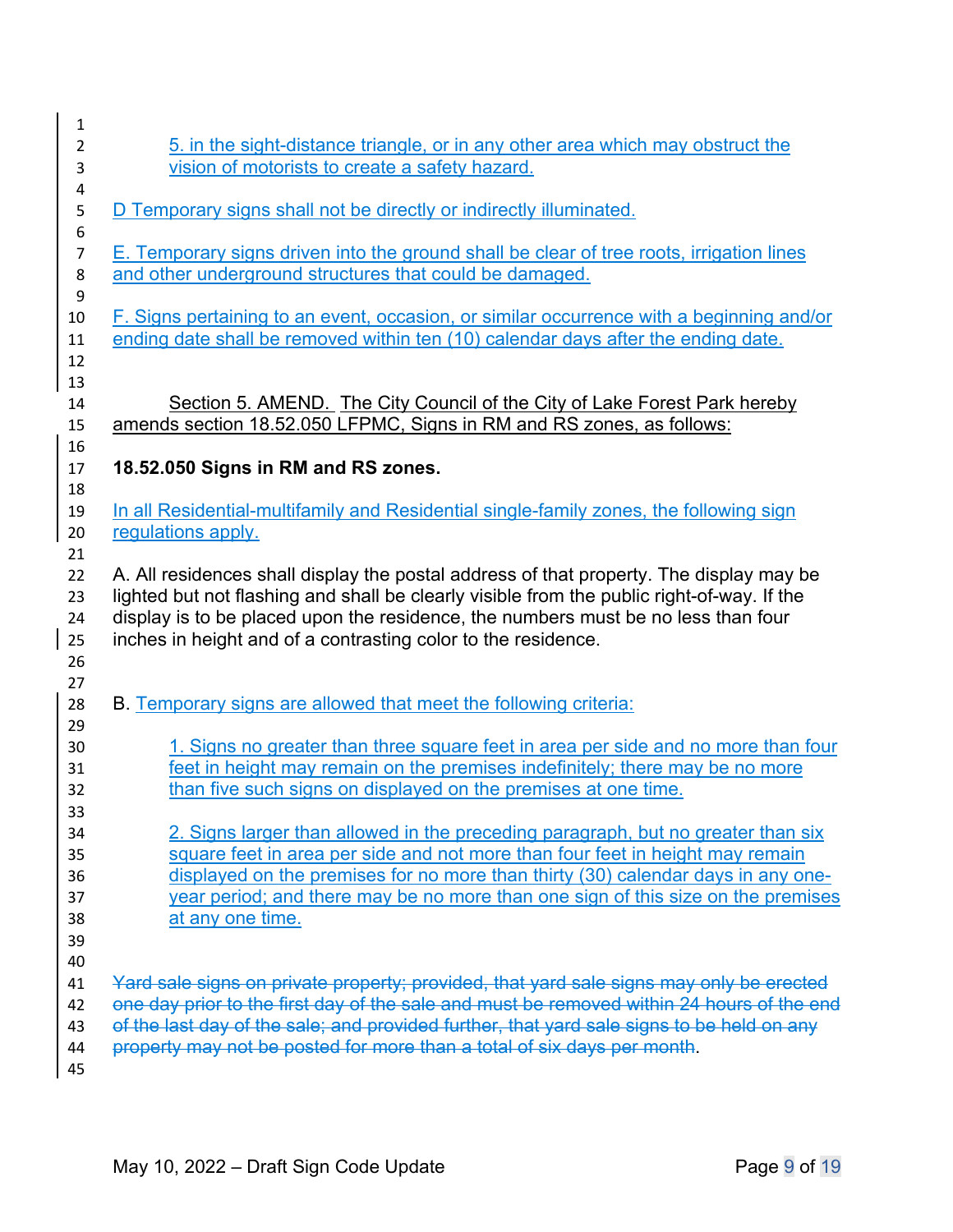5. in the sight-distance triangle, or in any other area which may obstruct the vision of motorists to create a safety hazard.

D Temporary signs shall not be directly or indirectly illuminated.

E. Temporary signs driven into the ground shall be clear of tree roots, irrigation lines and other underground structures that could be damaged.

F. Signs pertaining to an event, occasion, or similar occurrence with a beginning and/or ending date shall be removed within ten (10) calendar days after the ending date.

Section 5. AMEND. The City Council of the City of Lake Forest Park hereby amends section 18.52.050 LFPMC, Signs in RM and RS zones, as follows:

**18.52.050 Signs in RM and RS zones.**

In all Residential-multifamily and Residential single-family zones, the following sign regulations apply.

A. All residences shall display the postal address of that property. The display may be lighted but not flashing and shall be clearly visible from the public right-of-way. If the display is to be placed upon the residence, the numbers must be no less than four inches in height and of a contrasting color to the residence.

B. Temporary signs are allowed that meet the following criteria:

1. Signs no greater than three square feet in area per side and no more than four feet in height may remain on the premises indefinitely; there may be no more than five such signs on displayed on the premises at one time.

2. Signs larger than allowed in the preceding paragraph, but no greater than six square feet in area per side and not more than four feet in height may remain displayed on the premises for no more than thirty (30) calendar days in any one-year period; and there may be no more than one sign of this size on the premises at any one time.

~~Yard sale signs on private property; provided, that yard sale signs may only be erected one day prior to the first day of the sale and must be removed within 24 hours of the end of the last day of the sale; and provided further, that yard sale signs to be held on any property may not be posted for more than a total of six days per month~~.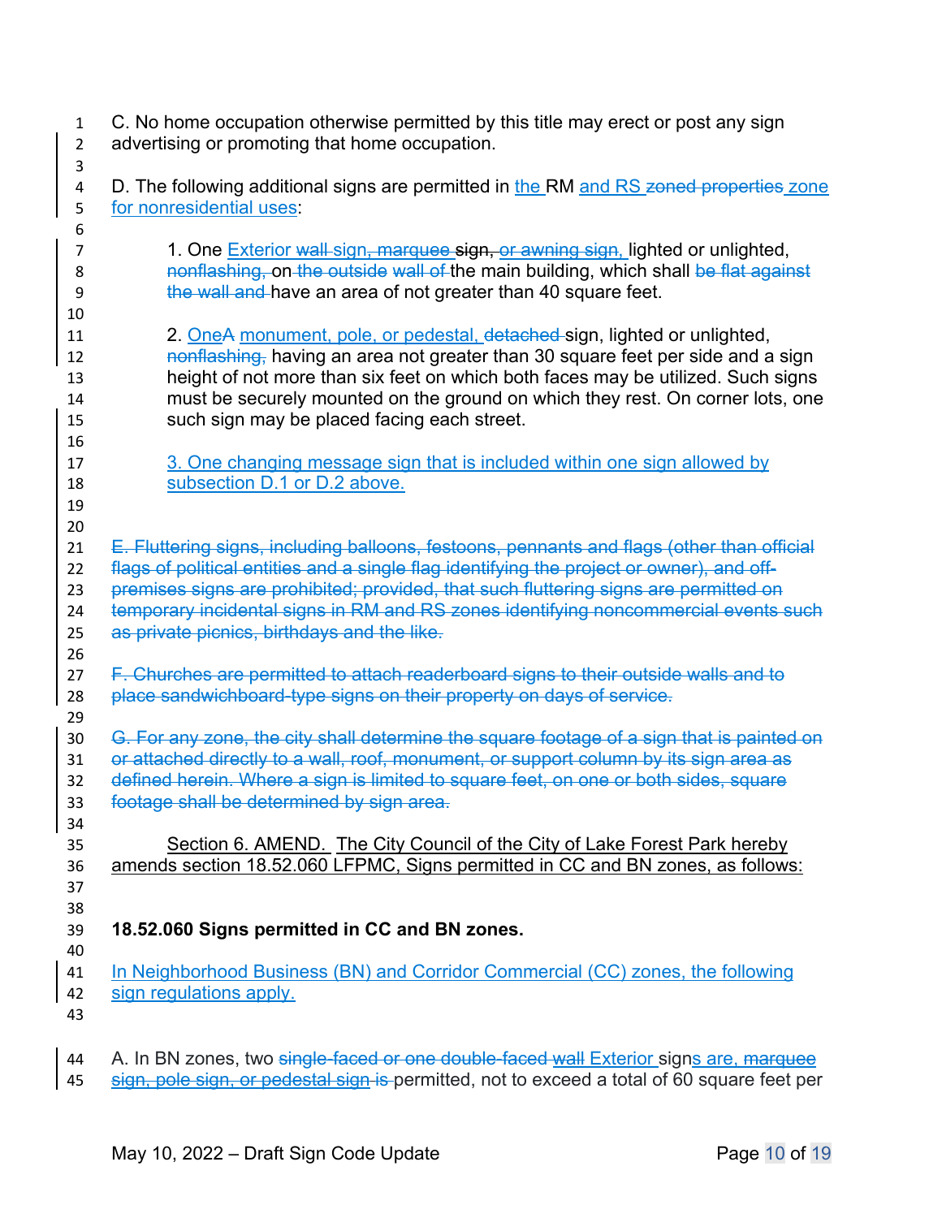C. No home occupation otherwise permitted by this title may erect or post any sign advertising or promoting that home occupation.

D. The following additional signs are permitted in the RM and RS zoned properties zone for nonresidential uses:

1. One Exterior wall sign, marquee sign, or awning sign, lighted or unlighted, nonflashing, on the outside wall of the main building, which shall be flat against the wall and have an area of not greater than 40 square feet.

2. OneA monument, pole, or pedestal, detached sign, lighted or unlighted, nonflashing, having an area not greater than 30 square feet per side and a sign height of not more than six feet on which both faces may be utilized. Such signs must be securely mounted on the ground on which they rest. On corner lots, one such sign may be placed facing each street.

3. One changing message sign that is included within one sign allowed by subsection D.1 or D.2 above.

E. Fluttering signs, including balloons, festoons, pennants and flags (other than official flags of political entities and a single flag identifying the project or owner), and off-premises signs are prohibited; provided, that such fluttering signs are permitted on temporary incidental signs in RM and RS zones identifying noncommercial events such as private picnics, birthdays and the like.

F. Churches are permitted to attach readerboard signs to their outside walls and to place sandwichboard-type signs on their property on days of service.

G. For any zone, the city shall determine the square footage of a sign that is painted on or attached directly to a wall, roof, monument, or support column by its sign area as defined herein. Where a sign is limited to square feet, on one or both sides, square footage shall be determined by sign area.

Section 6. AMEND. The City Council of the City of Lake Forest Park hereby amends section 18.52.060 LFPMC, Signs permitted in CC and BN zones, as follows:

**18.52.060 Signs permitted in CC and BN zones.**

In Neighborhood Business (BN) and Corridor Commercial (CC) zones, the following sign regulations apply.

A. In BN zones, two single-faced or one double-faced wall Exterior signs are, marquee sign, pole sign, or pedestal sign is permitted, not to exceed a total of 60 square feet per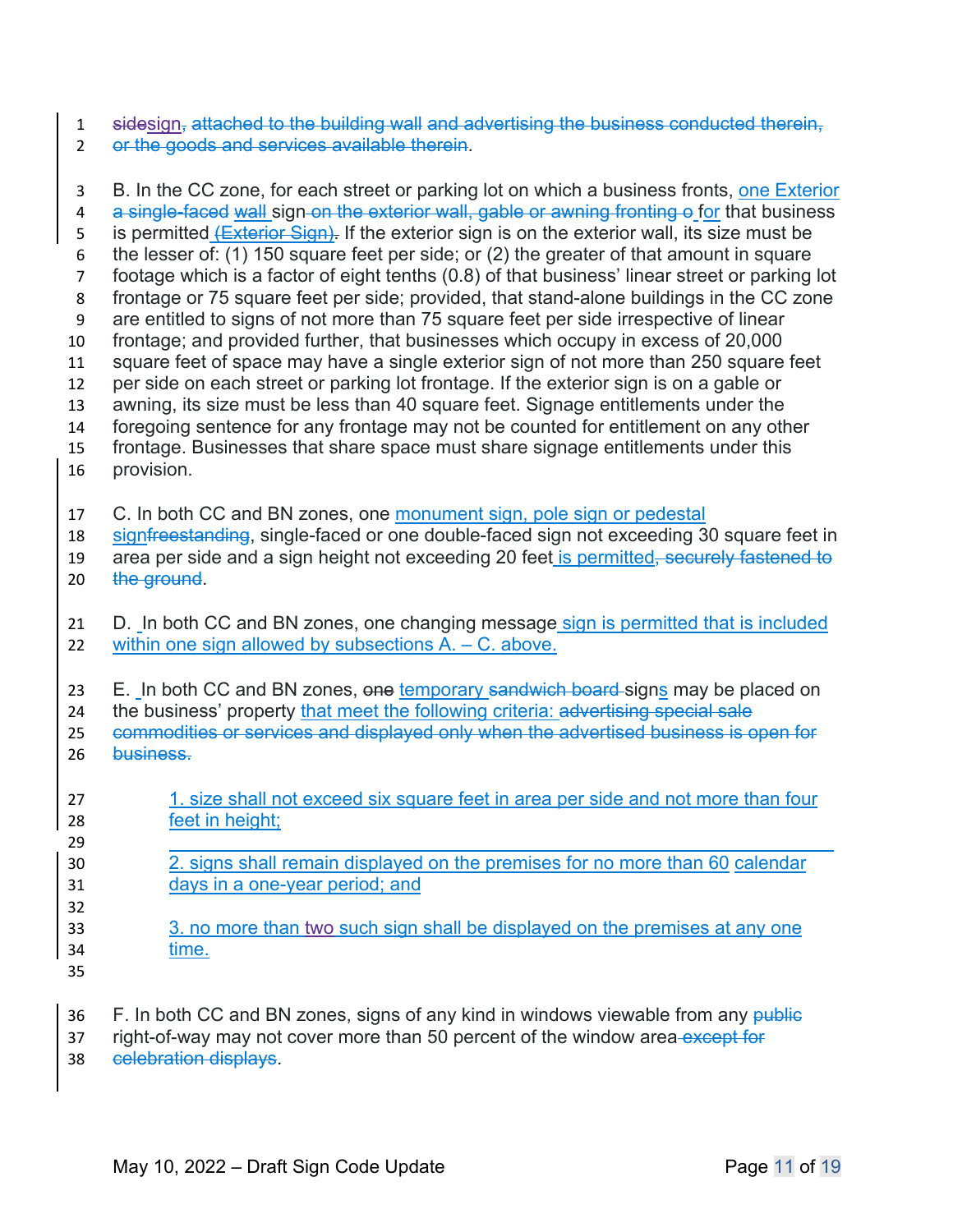~~side~~sign~~, attached to the building wall and advertising the business conducted therein, or the goods and services available therein~~.

B. In the CC zone, for each street or parking lot on which a business fronts, one Exterior ~~a single-faced~~ wall sign ~~on the exterior wall, gable or awning fronting o~~ for that business is permitted ~~(Exterior Sign)~~. If the exterior sign is on the exterior wall, its size must be the lesser of: (1) 150 square feet per side; or (2) the greater of that amount in square footage which is a factor of eight tenths (0.8) of that business' linear street or parking lot frontage or 75 square feet per side; provided, that stand-alone buildings in the CC zone are entitled to signs of not more than 75 square feet per side irrespective of linear frontage; and provided further, that businesses which occupy in excess of 20,000 square feet of space may have a single exterior sign of not more than 250 square feet per side on each street or parking lot frontage. If the exterior sign is on a gable or awning, its size must be less than 40 square feet. Signage entitlements under the foregoing sentence for any frontage may not be counted for entitlement on any other frontage. Businesses that share space must share signage entitlements under this provision.

C. In both CC and BN zones, one monument sign, pole sign or pedestal sign~~freestanding~~, single-faced or one double-faced sign not exceeding 30 square feet in area per side and a sign height not exceeding 20 feet is permitted~~, securely fastened to the ground~~.

D. In both CC and BN zones, one changing message sign is permitted that is included within one sign allowed by subsections A. – C. above.

E. In both CC and BN zones, ~~one~~ temporary ~~sandwich board~~ signs may be placed on the business' property that meet the following criteria: ~~advertising special sale commodities or services and displayed only when the advertised business is open for business.~~

1. size shall not exceed six square feet in area per side and not more than four feet in height;

2. signs shall remain displayed on the premises for no more than 60 calendar days in a one-year period; and

3. no more than two such sign shall be displayed on the premises at any one time.

F. In both CC and BN zones, signs of any kind in windows viewable from any ~~public~~ right-of-way may not cover more than 50 percent of the window area ~~except for celebration displays~~.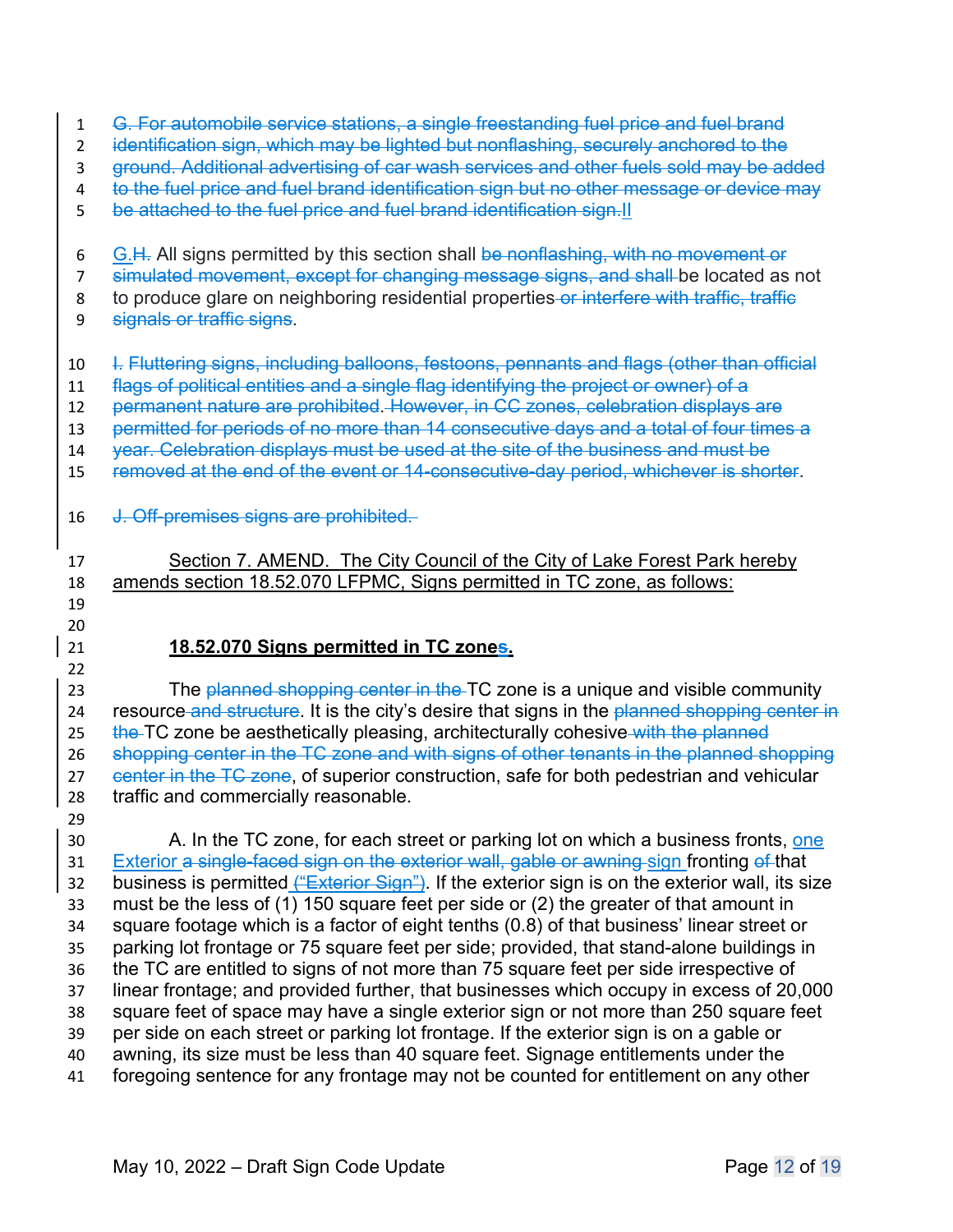~~G. For automobile service stations, a single freestanding fuel price and fuel brand identification sign, which may be lighted but nonflashing, securely anchored to the ground. Additional advertising of car wash services and other fuels sold may be added to the fuel price and fuel brand identification sign but no other message or device may be attached to the fuel price and fuel brand identification sign.~~<u>II</u>

<u>G.</u>~~H.~~ All signs permitted by this section shall ~~be nonflashing, with no movement or simulated movement, except for changing message signs, and shall~~ be located as not to produce glare on neighboring residential properties~~ or interfere with traffic, traffic signals or traffic signs~~.

~~I. Fluttering signs, including balloons, festoons, pennants and flags (other than official flags of political entities and a single flag identifying the project or owner) of a permanent nature are prohibited. However, in CC zones, celebration displays are permitted for periods of no more than 14 consecutive days and a total of four times a year. Celebration displays must be used at the site of the business and must be removed at the end of the event or 14-consecutive-day period, whichever is shorter~~.

~~J. Off-premises signs are prohibited.~~

<u>Section 7. AMEND. The City Council of the City of Lake Forest Park hereby amends section 18.52.070 LFPMC, Signs permitted in TC zone, as follows:</u>

**<u>18.52.070 Signs permitted in TC zone~~s~~.</u>**

The ~~planned shopping center in the~~ TC zone is a unique and visible community resource ~~and structure~~. It is the city's desire that signs in the ~~planned shopping center in the~~ TC zone be aesthetically pleasing, architecturally cohesive ~~with the planned shopping center in the TC zone and with signs of other tenants in the planned shopping center in the TC zone~~, of superior construction, safe for both pedestrian and vehicular traffic and commercially reasonable.

A. In the TC zone, for each street or parking lot on which a business fronts, <u>one Exterior</u> ~~a single-faced sign on the exterior wall, gable or awning~~ <u>sign</u> fronting ~~of~~ that business is permitted <u>("Exterior Sign")</u>. If the exterior sign is on the exterior wall, its size must be the less of (1) 150 square feet per side or (2) the greater of that amount in square footage which is a factor of eight tenths (0.8) of that business' linear street or parking lot frontage or 75 square feet per side; provided, that stand-alone buildings in the TC are entitled to signs of not more than 75 square feet per side irrespective of linear frontage; and provided further, that businesses which occupy in excess of 20,000 square feet of space may have a single exterior sign or not more than 250 square feet per side on each street or parking lot frontage. If the exterior sign is on a gable or awning, its size must be less than 40 square feet. Signage entitlements under the foregoing sentence for any frontage may not be counted for entitlement on any other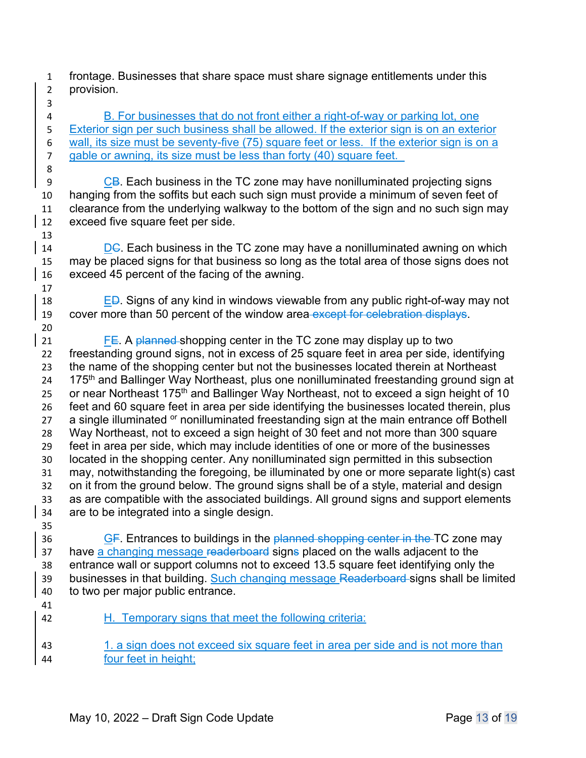frontage. Businesses that share space must share signage entitlements under this provision.

B. For businesses that do not front either a right-of-way or parking lot, one Exterior sign per such business shall be allowed. If the exterior sign is on an exterior wall, its size must be seventy-five (75) square feet or less. If the exterior sign is on a gable or awning, its size must be less than forty (40) square feet.

~~B~~C. Each business in the TC zone may have nonilluminated projecting signs hanging from the soffits but each such sign must provide a minimum of seven feet of clearance from the underlying walkway to the bottom of the sign and no such sign may exceed five square feet per side.

~~C~~D. Each business in the TC zone may have a nonilluminated awning on which may be placed signs for that business so long as the total area of those signs does not exceed 45 percent of the facing of the awning.

~~D~~E. Signs of any kind in windows viewable from any public right-of-way may not cover more than 50 percent of the window area ~~except for celebration displays~~.

~~E~~F. A ~~planned~~ shopping center in the TC zone may display up to two freestanding ground signs, not in excess of 25 square feet in area per side, identifying the name of the shopping center but not the businesses located therein at Northeast 175th and Ballinger Way Northeast, plus one nonilluminated freestanding ground sign at or near Northeast 175th and Ballinger Way Northeast, not to exceed a sign height of 10 feet and 60 square feet in area per side identifying the businesses located therein, plus a single illuminated or nonilluminated freestanding sign at the main entrance off Bothell Way Northeast, not to exceed a sign height of 30 feet and not more than 300 square feet in area per side, which may include identities of one or more of the businesses located in the shopping center. Any nonilluminated sign permitted in this subsection may, notwithstanding the foregoing, be illuminated by one or more separate light(s) cast on it from the ground below. The ground signs shall be of a style, material and design as are compatible with the associated buildings. All ground signs and support elements are to be integrated into a single design.

~~F~~G. Entrances to buildings in the ~~planned shopping center in the~~ TC zone may have a changing message ~~readerboard~~ sign~~s~~ placed on the walls adjacent to the entrance wall or support columns not to exceed 13.5 square feet identifying only the businesses in that building. Such changing message ~~Readerboard~~ signs shall be limited to two per major public entrance.

H. Temporary signs that meet the following criteria:

1. a sign does not exceed six square feet in area per side and is not more than four feet in height;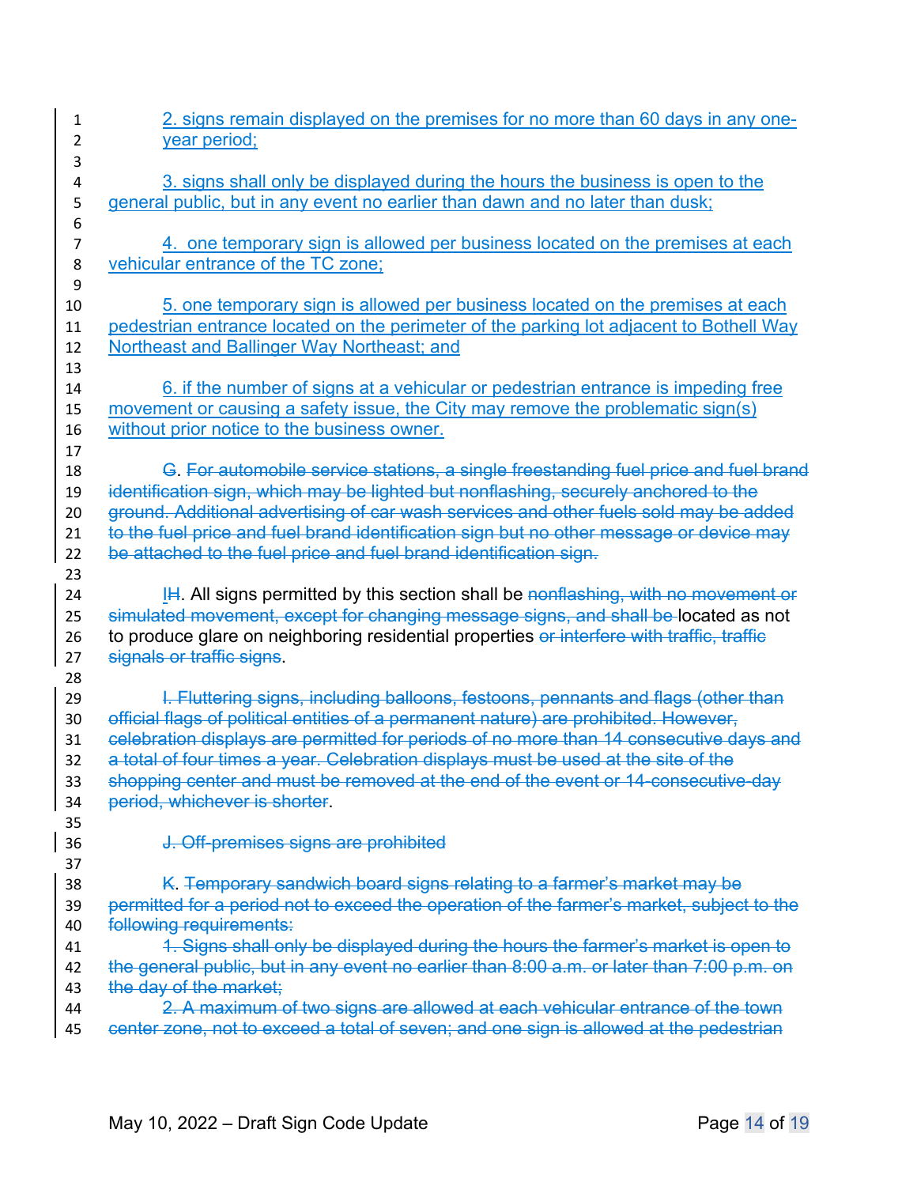2. signs remain displayed on the premises for no more than 60 days in any one-year period;

3. signs shall only be displayed during the hours the business is open to the general public, but in any event no earlier than dawn and no later than dusk;

4. one temporary sign is allowed per business located on the premises at each vehicular entrance of the TC zone;

5. one temporary sign is allowed per business located on the premises at each pedestrian entrance located on the perimeter of the parking lot adjacent to Bothell Way Northeast and Ballinger Way Northeast; and

6. if the number of signs at a vehicular or pedestrian entrance is impeding free movement or causing a safety issue, the City may remove the problematic sign(s) without prior notice to the business owner.

~~G. For automobile service stations, a single freestanding fuel price and fuel brand identification sign, which may be lighted but nonflashing, securely anchored to the ground. Additional advertising of car wash services and other fuels sold may be added to the fuel price and fuel brand identification sign but no other message or device may be attached to the fuel price and fuel brand identification sign.~~

I~~H~~. All signs permitted by this section shall be ~~nonflashing, with no movement or simulated movement, except for changing message signs, and shall be~~ located as not to produce glare on neighboring residential properties ~~or interfere with traffic, traffic signals or traffic signs~~.

~~I. Fluttering signs, including balloons, festoons, pennants and flags (other than official flags of political entities of a permanent nature) are prohibited. However, celebration displays are permitted for periods of no more than 14 consecutive days and a total of four times a year. Celebration displays must be used at the site of the shopping center and must be removed at the end of the event or 14-consecutive-day period, whichever is shorter~~.

~~J. Off-premises signs are prohibited~~

~~K. Temporary sandwich board signs relating to a farmer's market may be permitted for a period not to exceed the operation of the farmer's market, subject to the following requirements:~~

~~1. Signs shall only be displayed during the hours the farmer's market is open to the general public, but in any event no earlier than 8:00 a.m. or later than 7:00 p.m. on the day of the market;~~

~~2. A maximum of two signs are allowed at each vehicular entrance of the town center zone, not to exceed a total of seven; and one sign is allowed at the pedestrian~~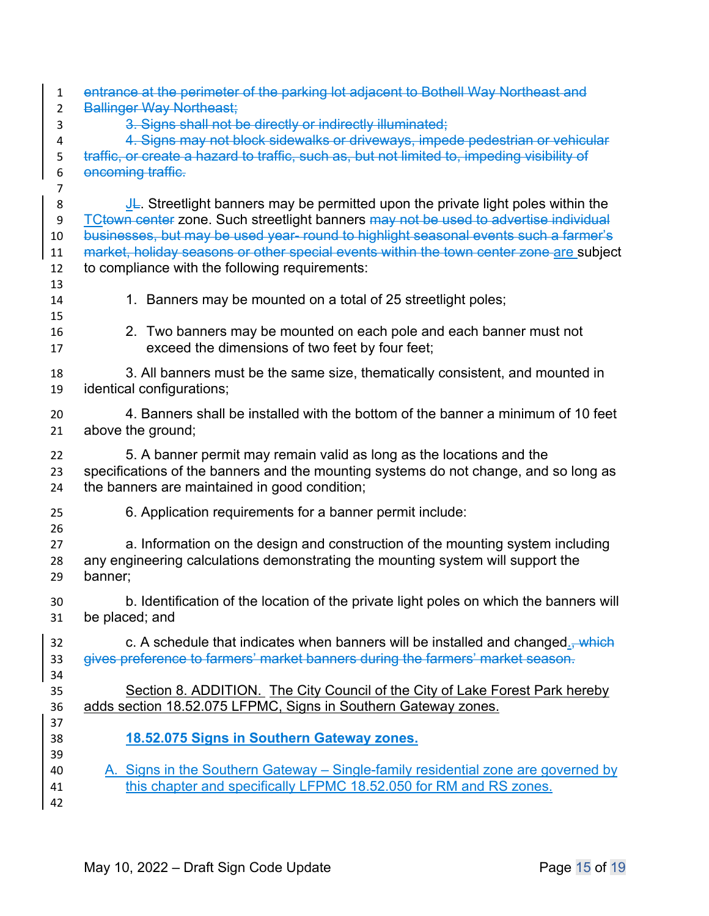~~entrance at the perimeter of the parking lot adjacent to Bothell Way Northeast and Ballinger Way Northeast;~~

~~3. Signs shall not be directly or indirectly illuminated;~~

~~4. Signs may not block sidewalks or driveways, impede pedestrian or vehicular traffic, or create a hazard to traffic, such as, but not limited to, impeding visibility of oncoming traffic.~~

J~~L~~. Streetlight banners may be permitted upon the private light poles within the TC~~town center~~ zone. Such streetlight banners ~~may not be used to advertise individual businesses, but may be used year- round to highlight seasonal events such a farmer's market, holiday seasons or other special events within the town center zone~~ are subject to compliance with the following requirements:

1. Banners may be mounted on a total of 25 streetlight poles;

2. Two banners may be mounted on each pole and each banner must not exceed the dimensions of two feet by four feet;

3. All banners must be the same size, thematically consistent, and mounted in identical configurations;

4. Banners shall be installed with the bottom of the banner a minimum of 10 feet above the ground;

5. A banner permit may remain valid as long as the locations and the specifications of the banners and the mounting systems do not change, and so long as the banners are maintained in good condition;

6. Application requirements for a banner permit include:

a. Information on the design and construction of the mounting system including any engineering calculations demonstrating the mounting system will support the banner;

b. Identification of the location of the private light poles on which the banners will be placed; and

c. A schedule that indicates when banners will be installed and changed.~~, which gives preference to farmers' market banners during the farmers' market season.~~

Section 8. ADDITION. The City Council of the City of Lake Forest Park hereby adds section 18.52.075 LFPMC, Signs in Southern Gateway zones.

**18.52.075 Signs in Southern Gateway zones.**

A. Signs in the Southern Gateway – Single-family residential zone are governed by this chapter and specifically LFPMC 18.52.050 for RM and RS zones.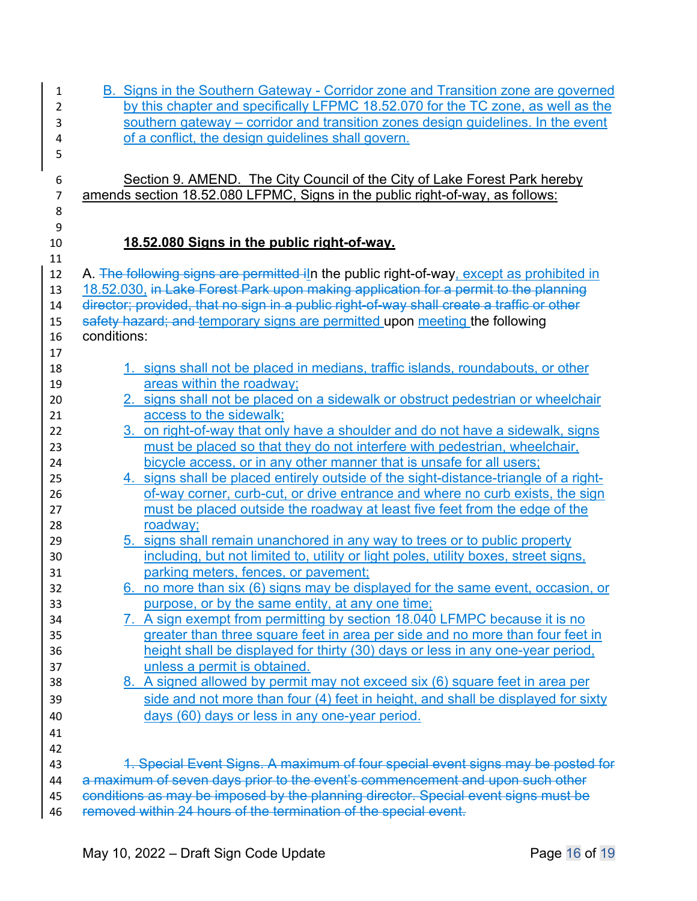B. Signs in the Southern Gateway - Corridor zone and Transition zone are governed by this chapter and specifically LFPMC 18.52.070 for the TC zone, as well as the southern gateway – corridor and transition zones design guidelines. In the event of a conflict, the design guidelines shall govern.

Section 9. AMEND. The City Council of the City of Lake Forest Park hereby amends section 18.52.080 LFPMC, Signs in the public right-of-way, as follows:

**18.52.080 Signs in the public right-of-way.**

A. ~~The following signs are permitted i~~In the public right-of-way, except as prohibited in 18.52.030, ~~in Lake Forest Park upon making application for a permit to the planning director; provided, that no sign in a public right-of-way shall create a traffic or other safety hazard; and~~ temporary signs are permitted upon meeting the following conditions:

1. signs shall not be placed in medians, traffic islands, roundabouts, or other areas within the roadway;
2. signs shall not be placed on a sidewalk or obstruct pedestrian or wheelchair access to the sidewalk;
3. on right-of-way that only have a shoulder and do not have a sidewalk, signs must be placed so that they do not interfere with pedestrian, wheelchair, bicycle access, or in any other manner that is unsafe for all users;
4. signs shall be placed entirely outside of the sight-distance-triangle of a right-of-way corner, curb-cut, or drive entrance and where no curb exists, the sign must be placed outside the roadway at least five feet from the edge of the roadway;
5. signs shall remain unanchored in any way to trees or to public property including, but not limited to, utility or light poles, utility boxes, street signs, parking meters, fences, or pavement;
6. no more than six (6) signs may be displayed for the same event, occasion, or purpose, or by the same entity, at any one time;
7. A sign exempt from permitting by section 18.040 LFMPC because it is no greater than three square feet in area per side and no more than four feet in height shall be displayed for thirty (30) days or less in any one-year period, unless a permit is obtained.
8. A signed allowed by permit may not exceed six (6) square feet in area per side and not more than four (4) feet in height, and shall be displayed for sixty days (60) days or less in any one-year period.

~~1. Special Event Signs. A maximum of four special event signs may be posted for a maximum of seven days prior to the event's commencement and upon such other conditions as may be imposed by the planning director. Special event signs must be removed within 24 hours of the termination of the special event.~~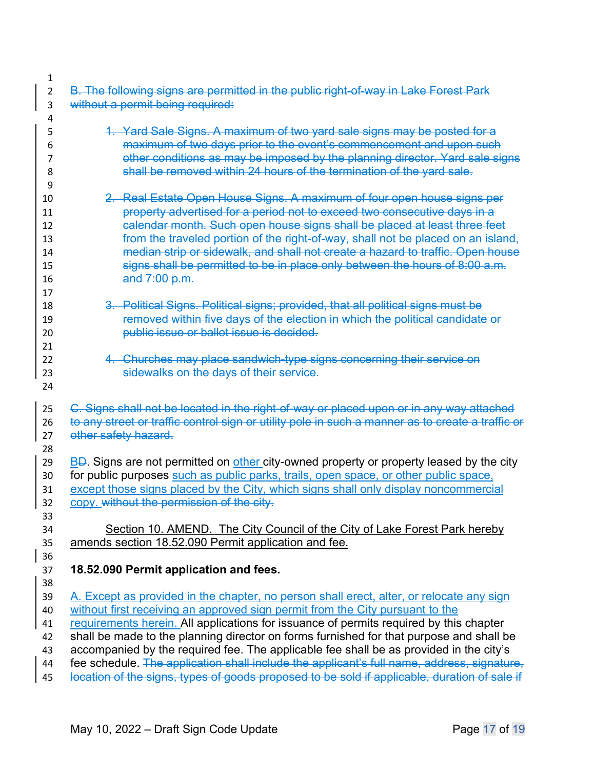~~B. The following signs are permitted in the public right-of-way in Lake Forest Park without a permit being required:~~

~~1. Yard Sale Signs. A maximum of two yard sale signs may be posted for a maximum of two days prior to the event's commencement and upon such other conditions as may be imposed by the planning director. Yard sale signs shall be removed within 24 hours of the termination of the yard sale.~~

~~2. Real Estate Open House Signs. A maximum of four open house signs per property advertised for a period not to exceed two consecutive days in a calendar month. Such open house signs shall be placed at least three feet from the traveled portion of the right-of-way, shall not be placed on an island, median strip or sidewalk, and shall not create a hazard to traffic. Open house signs shall be permitted to be in place only between the hours of 8:00 a.m. and 7:00 p.m.~~

~~3. Political Signs. Political signs; provided, that all political signs must be removed within five days of the election in which the political candidate or public issue or ballot issue is decided.~~

~~4. Churches may place sandwich-type signs concerning their service on sidewalks on the days of their service.~~

~~C. Signs shall not be located in the right-of-way or placed upon or in any way attached to any street or traffic control sign or utility pole in such a manner as to create a traffic or other safety hazard.~~

B~~D~~. Signs are not permitted on other city-owned property or property leased by the city for public purposes such as public parks, trails, open space, or other public space, except those signs placed by the City, which signs shall only display noncommercial copy. ~~without the permission of the city.~~

Section 10. AMEND. The City Council of the City of Lake Forest Park hereby amends section 18.52.090 Permit application and fee.

**18.52.090 Permit application and fees.**

A. Except as provided in the chapter, no person shall erect, alter, or relocate any sign without first receiving an approved sign permit from the City pursuant to the requirements herein. All applications for issuance of permits required by this chapter shall be made to the planning director on forms furnished for that purpose and shall be accompanied by the required fee. The applicable fee shall be as provided in the city's fee schedule. ~~The application shall include the applicant's full name, address, signature, location of the signs, types of goods proposed to be sold if applicable, duration of sale if~~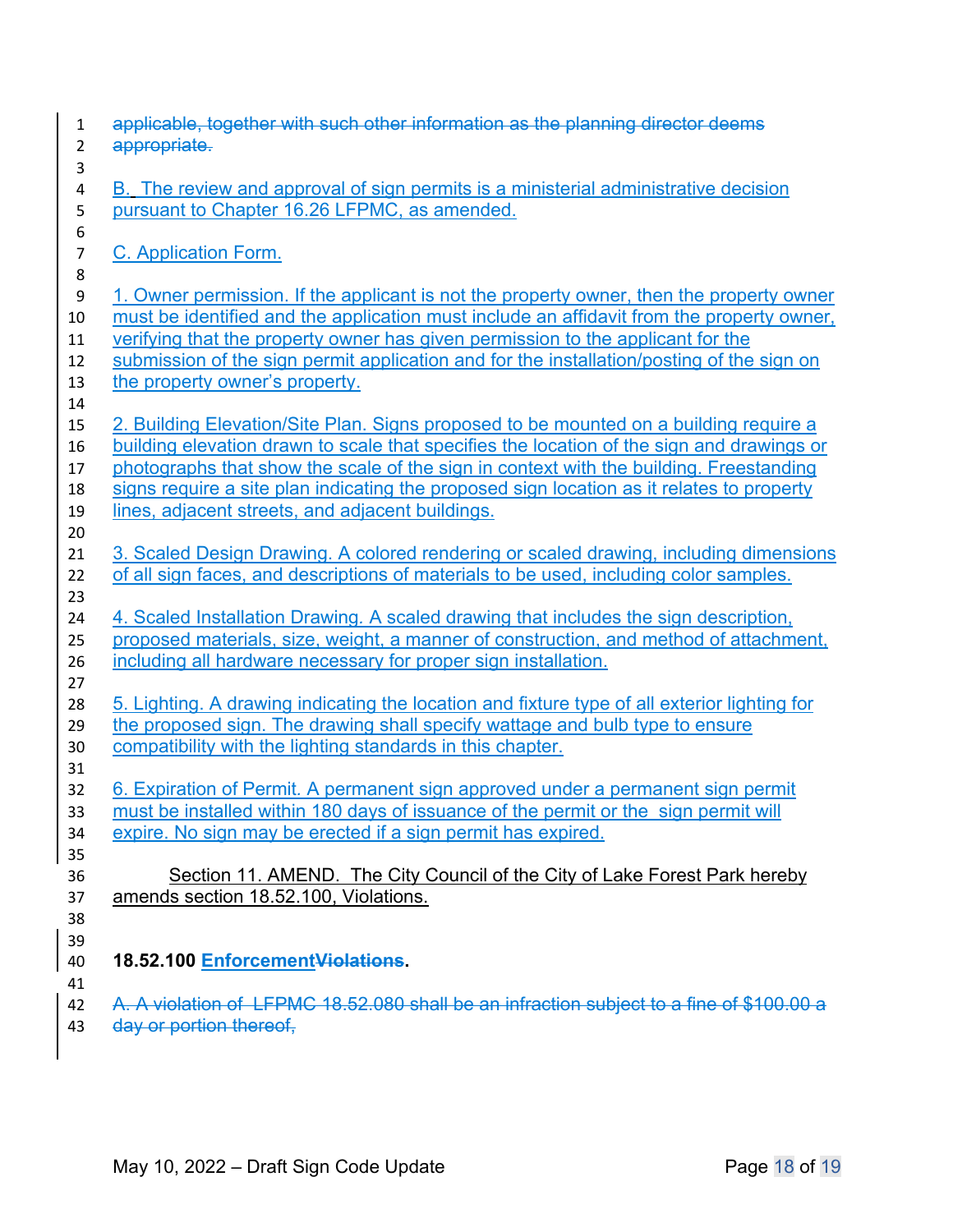~~applicable, together with such other information as the planning director deems appropriate.~~

B. The review and approval of sign permits is a ministerial administrative decision pursuant to Chapter 16.26 LFPMC, as amended.

C. Application Form.

1. Owner permission. If the applicant is not the property owner, then the property owner must be identified and the application must include an affidavit from the property owner, verifying that the property owner has given permission to the applicant for the submission of the sign permit application and for the installation/posting of the sign on the property owner's property.

2. Building Elevation/Site Plan. Signs proposed to be mounted on a building require a building elevation drawn to scale that specifies the location of the sign and drawings or photographs that show the scale of the sign in context with the building. Freestanding signs require a site plan indicating the proposed sign location as it relates to property lines, adjacent streets, and adjacent buildings.

3. Scaled Design Drawing. A colored rendering or scaled drawing, including dimensions of all sign faces, and descriptions of materials to be used, including color samples.

4. Scaled Installation Drawing. A scaled drawing that includes the sign description, proposed materials, size, weight, a manner of construction, and method of attachment, including all hardware necessary for proper sign installation.

5. Lighting. A drawing indicating the location and fixture type of all exterior lighting for the proposed sign. The drawing shall specify wattage and bulb type to ensure compatibility with the lighting standards in this chapter.

6. Expiration of Permit. A permanent sign approved under a permanent sign permit must be installed within 180 days of issuance of the permit or the sign permit will expire. No sign may be erected if a sign permit has expired.

Section 11. AMEND. The City Council of the City of Lake Forest Park hereby amends section 18.52.100, Violations.

**18.52.100 Enforcement~~Violations~~.**

~~A. A violation of LFPMC 18.52.080 shall be an infraction subject to a fine of $100.00 a day or portion thereof,~~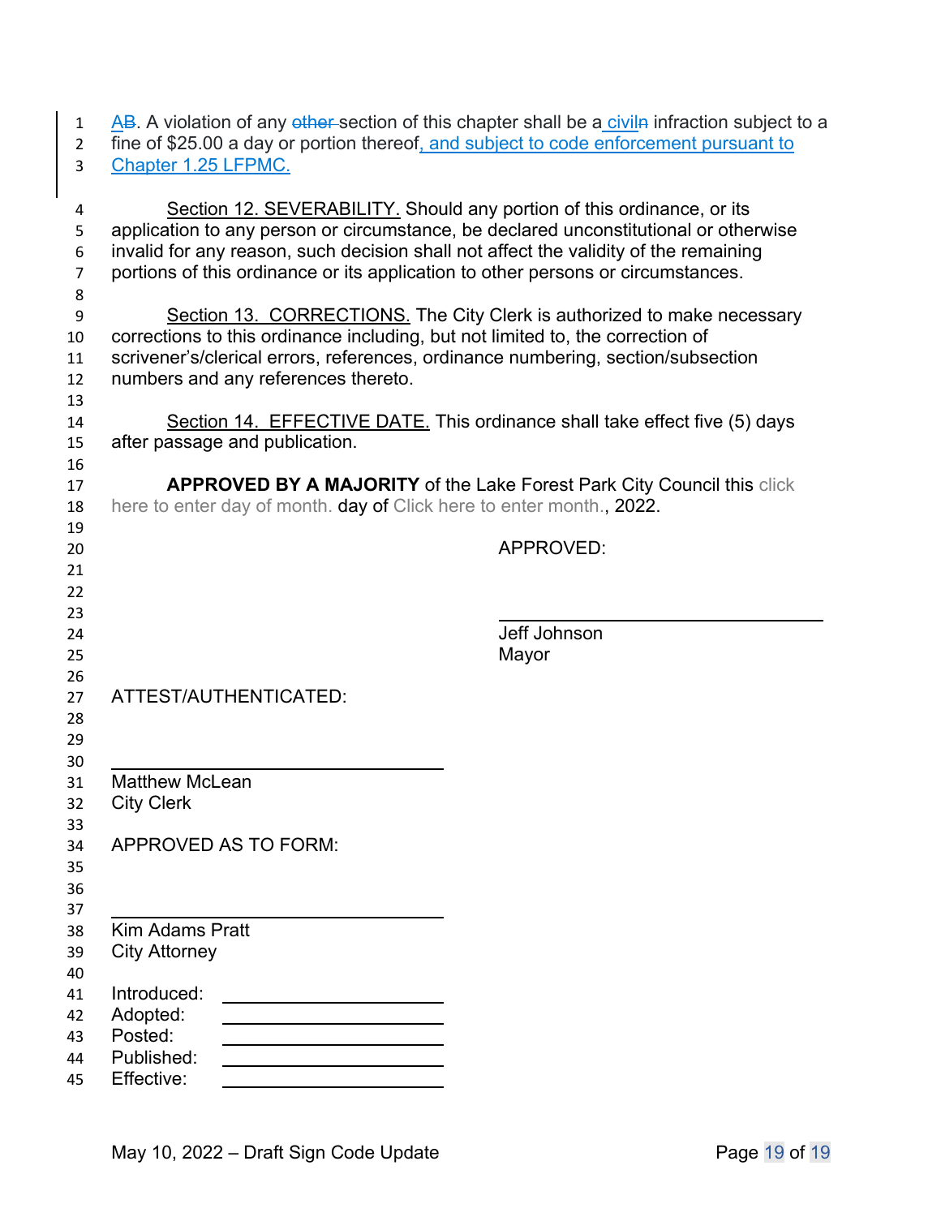AB. A violation of any other section of this chapter shall be a civiln infraction subject to a fine of $25.00 a day or portion thereof, and subject to code enforcement pursuant to Chapter 1.25 LFPMC.

Section 12. SEVERABILITY. Should any portion of this ordinance, or its application to any person or circumstance, be declared unconstitutional or otherwise invalid for any reason, such decision shall not affect the validity of the remaining portions of this ordinance or its application to other persons or circumstances.

Section 13. CORRECTIONS. The City Clerk is authorized to make necessary corrections to this ordinance including, but not limited to, the correction of scrivener's/clerical errors, references, ordinance numbering, section/subsection numbers and any references thereto.

Section 14. EFFECTIVE DATE. This ordinance shall take effect five (5) days after passage and publication.

**APPROVED BY A MAJORITY** of the Lake Forest Park City Council this click here to enter day of month. day of Click here to enter month., 2022.

APPROVED:

\_\_\_\_\_\_\_\_\_\_\_\_\_\_\_\_\_\_\_\_\_\_\_\_\_\_\_\_\_\_
Jeff Johnson
Mayor

ATTEST/AUTHENTICATED:

\_\_\_\_\_\_\_\_\_\_\_\_\_\_\_\_\_\_\_\_\_\_\_\_\_\_\_\_\_\_
Matthew McLean
City Clerk

APPROVED AS TO FORM:

\_\_\_\_\_\_\_\_\_\_\_\_\_\_\_\_\_\_\_\_\_\_\_\_\_\_\_\_\_\_
Kim Adams Pratt
City Attorney

Introduced: \_\_\_\_\_\_\_\_\_\_\_\_\_\_\_\_\_\_\_\_
Adopted: \_\_\_\_\_\_\_\_\_\_\_\_\_\_\_\_\_\_\_\_
Posted: \_\_\_\_\_\_\_\_\_\_\_\_\_\_\_\_\_\_\_\_
Published: \_\_\_\_\_\_\_\_\_\_\_\_\_\_\_\_\_\_\_\_
Effective: \_\_\_\_\_\_\_\_\_\_\_\_\_\_\_\_\_\_\_\_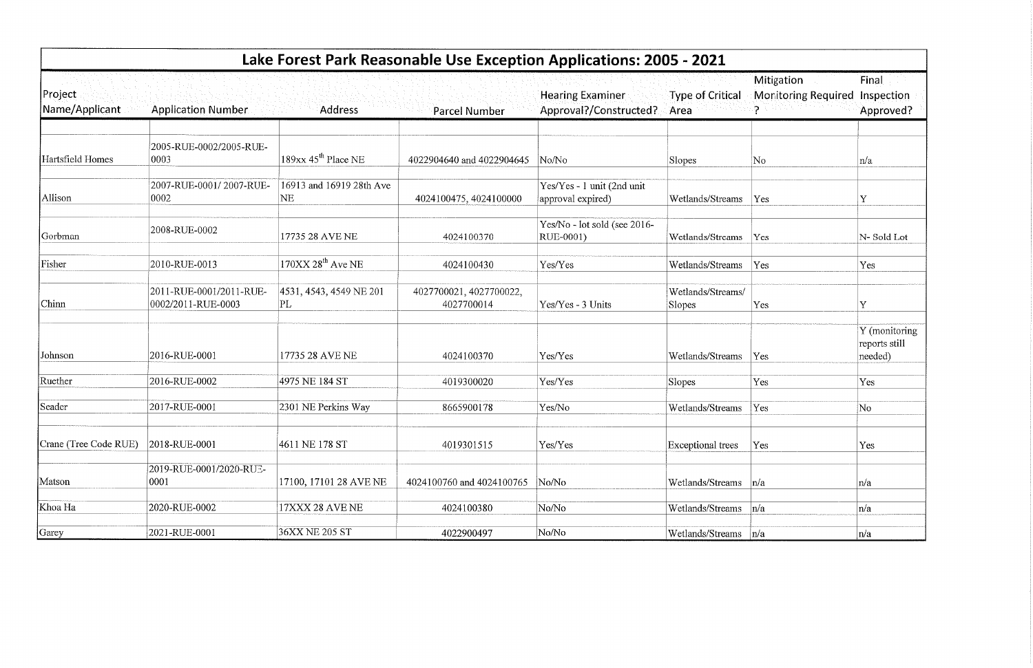# Lake Forest Park Reasonable Use Exception Applications: 2005 - 2021

| Project Name/Applicant | Application Number | Address | Parcel Number | Hearing Examiner Approval?/Constructed? | Type of Critical Area | Mitigation Monitoring Required ? | Final Inspection Approved? |
|---|---|---|---|---|---|---|---|
| Hartsfield Homes | 2005-RUE-0002/2005-RUE-0003 | 189xx 45th Place NE | 4022904640 and 4022904645 | No/No | Slopes | No | n/a |
| Allison | 2007-RUE-0001/ 2007-RUE-0002 | 16913 and 16919 28th Ave NE | 4024100475, 4024100000 | Yes/Yes - 1 unit (2nd unit approval expired) | Wetlands/Streams | Yes | Y |
| Gorbman | 2008-RUE-0002 | 17735 28 AVE NE | 4024100370 | Yes/No - lot sold (see 2016-RUE-0001) | Wetlands/Streams | Yes | N- Sold Lot |
| Fisher | 2010-RUE-0013 | 170XX 28th Ave NE | 4024100430 | Yes/Yes | Wetlands/Streams | Yes | Yes |
| Chinn | 2011-RUE-0001/2011-RUE-0002/2011-RUE-0003 | 4531, 4543, 4549 NE 201 PL | 4027700021, 4027700022, 4027700014 | Yes/Yes - 3 Units | Wetlands/Streams/ Slopes | Yes | Y |
| Johnson | 2016-RUE-0001 | 17735 28 AVE NE | 4024100370 | Yes/Yes | Wetlands/Streams | Yes | Y (monitoring reports still needed) |
| Ruether | 2016-RUE-0002 | 4975 NE 184 ST | 4019300020 | Yes/Yes | Slopes | Yes | Yes |
| Seader | 2017-RUE-0001 | 2301 NE Perkins Way | 8665900178 | Yes/No | Wetlands/Streams | Yes | No |
| Crane (Tree Code RUE) | 2018-RUE-0001 | 4611 NE 178 ST | 4019301515 | Yes/Yes | Exceptional trees | Yes | Yes |
| Matson | 2019-RUE-0001/2020-RUE-0001 | 17100, 17101 28 AVE NE | 4024100760 and 4024100765 | No/No | Wetlands/Streams | n/a | n/a |
| Khoa Ha | 2020-RUE-0002 | 17XXX 28 AVE NE | 4024100380 | No/No | Wetlands/Streams | n/a | n/a |
| Garey | 2021-RUE-0001 | 36XX NE 205 ST | 4022900497 | No/No | Wetlands/Streams | n/a | n/a |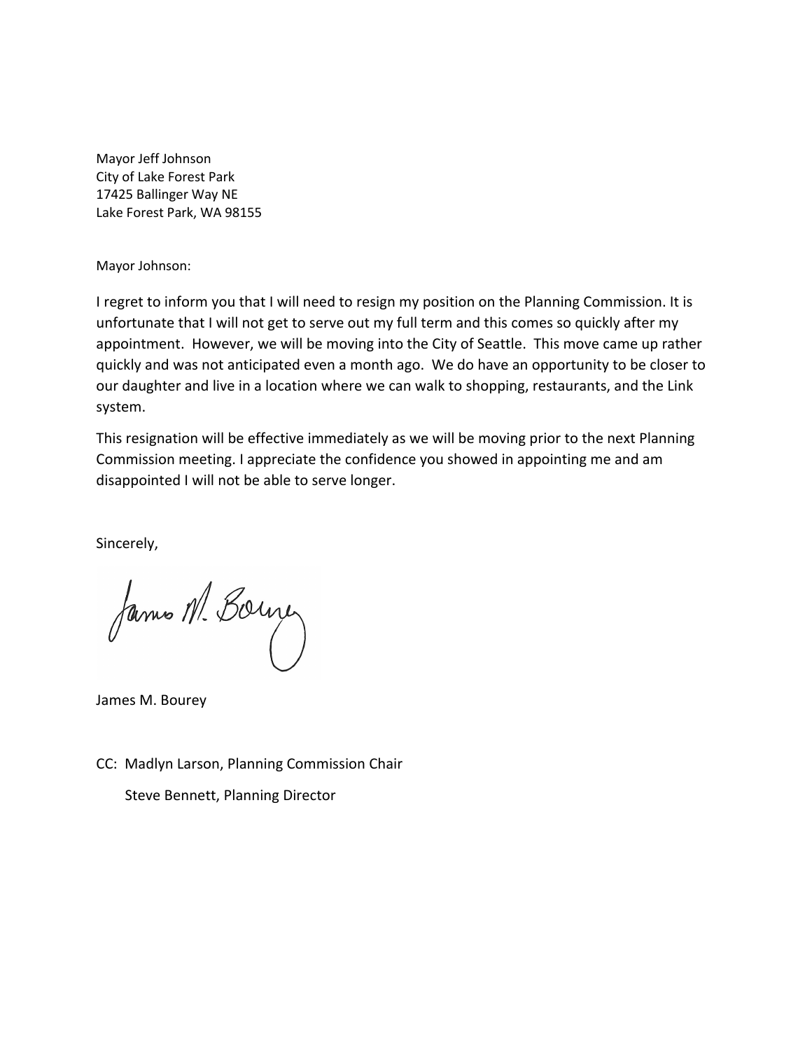Mayor Jeff Johnson
City of Lake Forest Park
17425 Ballinger Way NE
Lake Forest Park, WA 98155

Mayor Johnson:

I regret to inform you that I will need to resign my position on the Planning Commission. It is unfortunate that I will not get to serve out my full term and this comes so quickly after my appointment. However, we will be moving into the City of Seattle. This move came up rather quickly and was not anticipated even a month ago. We do have an opportunity to be closer to our daughter and live in a location where we can walk to shopping, restaurants, and the Link system.

This resignation will be effective immediately as we will be moving prior to the next Planning Commission meeting. I appreciate the confidence you showed in appointing me and am disappointed I will not be able to serve longer.

Sincerely,

James M. Bourey

CC: Madlyn Larson, Planning Commission Chair

Steve Bennett, Planning Director